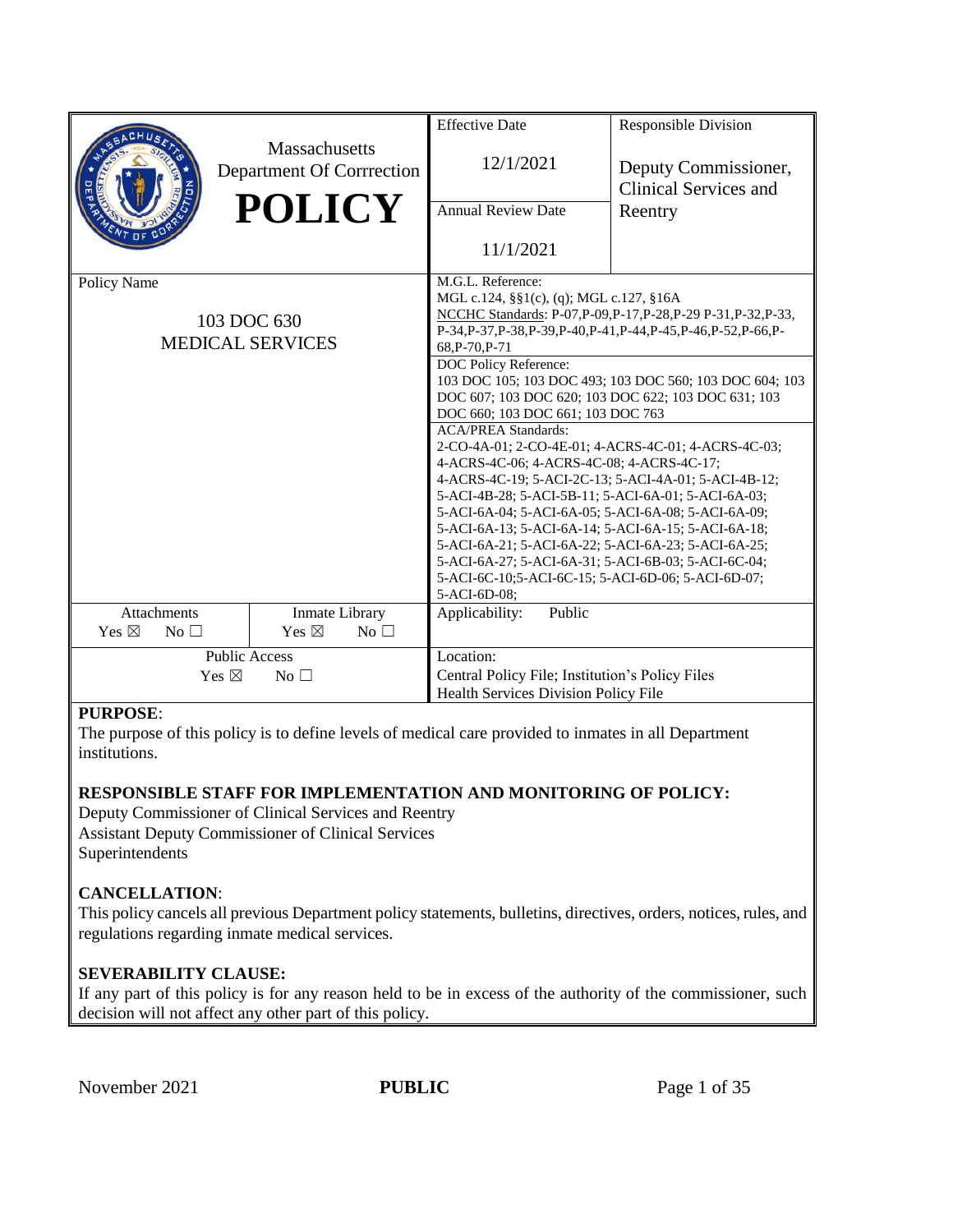| Massachusetts Department Of Corrrection **POLICY** | Effective Date<br>12/1/2021 | Responsible Division<br>Deputy Commissioner, Clinical Services and Reentry |
|---|---|---|
| | Annual Review Date<br>11/1/2021 | |
| Policy Name<br>103 DOC 630<br>MEDICAL SERVICES | M.G.L. Reference:<br>MGL c.124, §§1(c), (q); MGL c.127, §16A<br>NCCHC Standards: P-07,P-09,P-17,P-28,P-29 P-31,P-32,P-33, P-34,P-37,P-38,P-39,P-40,P-41,P-44,P-45,P-46,P-52,P-66,P-68,P-70,P-71 | |
| | DOC Policy Reference:<br>103 DOC 105; 103 DOC 493; 103 DOC 560; 103 DOC 604; 103 DOC 607; 103 DOC 620; 103 DOC 622; 103 DOC 631; 103 DOC 660; 103 DOC 661; 103 DOC 763 | |
| | ACA/PREA Standards:<br>2-CO-4A-01; 2-CO-4E-01; 4-ACRS-4C-01; 4-ACRS-4C-03; 4-ACRS-4C-06; 4-ACRS-4C-08; 4-ACRS-4C-17; 4-ACRS-4C-19; 5-ACI-2C-13; 5-ACI-4A-01; 5-ACI-4B-12; 5-ACI-4B-28; 5-ACI-5B-11; 5-ACI-6A-01; 5-ACI-6A-03; 5-ACI-6A-04; 5-ACI-6A-05; 5-ACI-6A-08; 5-ACI-6A-09; 5-ACI-6A-13; 5-ACI-6A-14; 5-ACI-6A-15; 5-ACI-6A-18; 5-ACI-6A-21; 5-ACI-6A-22; 5-ACI-6A-23; 5-ACI-6A-25; 5-ACI-6A-27; 5-ACI-6A-31; 5-ACI-6B-03; 5-ACI-6C-04; 5-ACI-6C-10;5-ACI-6C-15; 5-ACI-6D-06; 5-ACI-6D-07; 5-ACI-6D-08; | |
| Attachments: Yes ☒ No ☐ / Inmate Library: Yes ☒ No ☐ | Applicability: Public | |
| Public Access: Yes ☒ No ☐ | Location:<br>Central Policy File; Institution's Policy Files<br>Health Services Division Policy File | |

**PURPOSE**:

The purpose of this policy is to define levels of medical care provided to inmates in all Department institutions.

**RESPONSIBLE STAFF FOR IMPLEMENTATION AND MONITORING OF POLICY:**

Deputy Commissioner of Clinical Services and Reentry
Assistant Deputy Commissioner of Clinical Services
Superintendents

**CANCELLATION**:

This policy cancels all previous Department policy statements, bulletins, directives, orders, notices, rules, and regulations regarding inmate medical services.

**SEVERABILITY CLAUSE:**

If any part of this policy is for any reason held to be in excess of the authority of the commissioner, such decision will not affect any other part of this policy.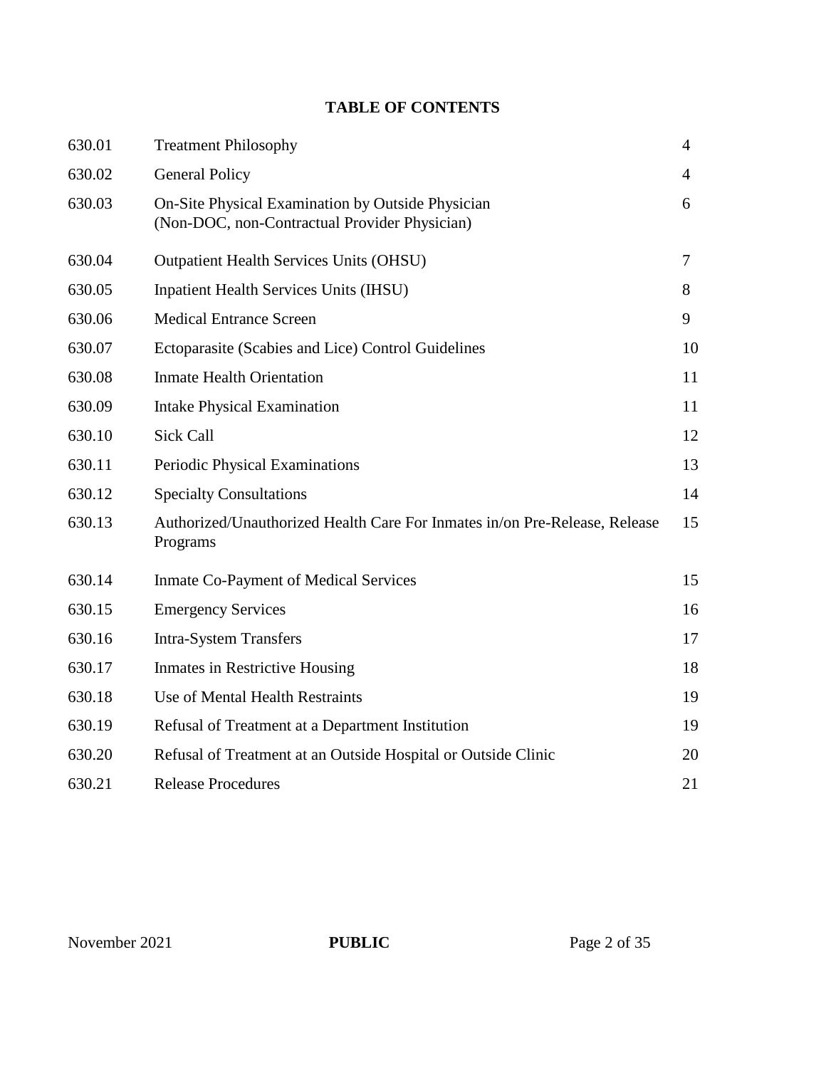**TABLE OF CONTENTS**

| | | |
|---|---|---|
| 630.01 | Treatment Philosophy | 4 |
| 630.02 | General Policy | 4 |
| 630.03 | On-Site Physical Examination by Outside Physician (Non-DOC, non-Contractual Provider Physician) | 6 |
| 630.04 | Outpatient Health Services Units (OHSU) | 7 |
| 630.05 | Inpatient Health Services Units (IHSU) | 8 |
| 630.06 | Medical Entrance Screen | 9 |
| 630.07 | Ectoparasite (Scabies and Lice) Control Guidelines | 10 |
| 630.08 | Inmate Health Orientation | 11 |
| 630.09 | Intake Physical Examination | 11 |
| 630.10 | Sick Call | 12 |
| 630.11 | Periodic Physical Examinations | 13 |
| 630.12 | Specialty Consultations | 14 |
| 630.13 | Authorized/Unauthorized Health Care For Inmates in/on Pre-Release, Release Programs | 15 |
| 630.14 | Inmate Co-Payment of Medical Services | 15 |
| 630.15 | Emergency Services | 16 |
| 630.16 | Intra-System Transfers | 17 |
| 630.17 | Inmates in Restrictive Housing | 18 |
| 630.18 | Use of Mental Health Restraints | 19 |
| 630.19 | Refusal of Treatment at a Department Institution | 19 |
| 630.20 | Refusal of Treatment at an Outside Hospital or Outside Clinic | 20 |
| 630.21 | Release Procedures | 21 |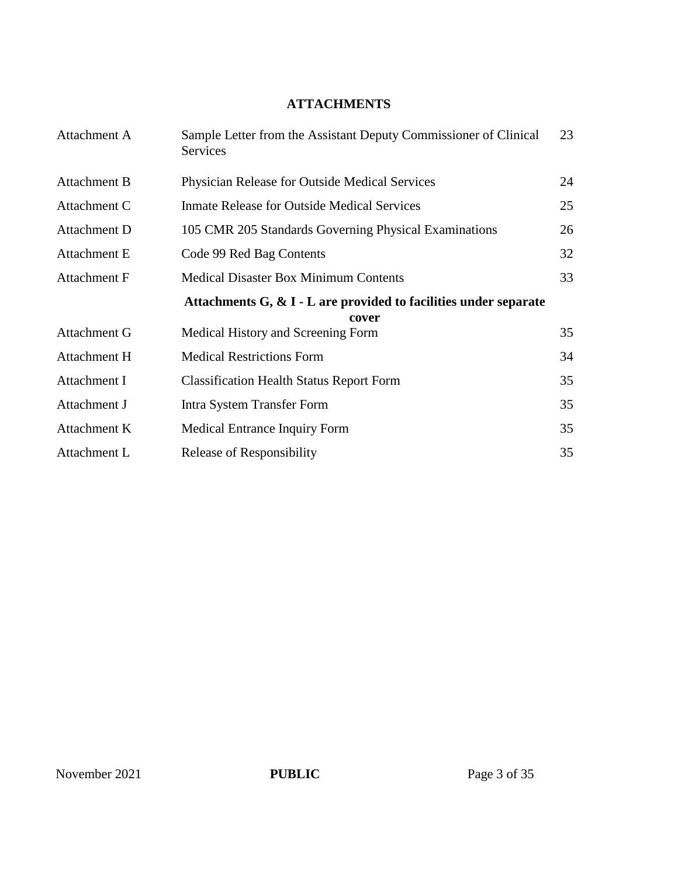## ATTACHMENTS

| | | |
|---|---|---|
| Attachment A | Sample Letter from the Assistant Deputy Commissioner of Clinical Services | 23 |
| Attachment B | Physician Release for Outside Medical Services | 24 |
| Attachment C | Inmate Release for Outside Medical Services | 25 |
| Attachment D | 105 CMR 205 Standards Governing Physical Examinations | 26 |
| Attachment E | Code 99 Red Bag Contents | 32 |
| Attachment F | Medical Disaster Box Minimum Contents | 33 |
| | **Attachments G, & I - L are provided to facilities under separate cover** | |
| Attachment G | Medical History and Screening Form | 35 |
| Attachment H | Medical Restrictions Form | 34 |
| Attachment I | Classification Health Status Report Form | 35 |
| Attachment J | Intra System Transfer Form | 35 |
| Attachment K | Medical Entrance Inquiry Form | 35 |
| Attachment L | Release of Responsibility | 35 |

November 2021 **PUBLIC**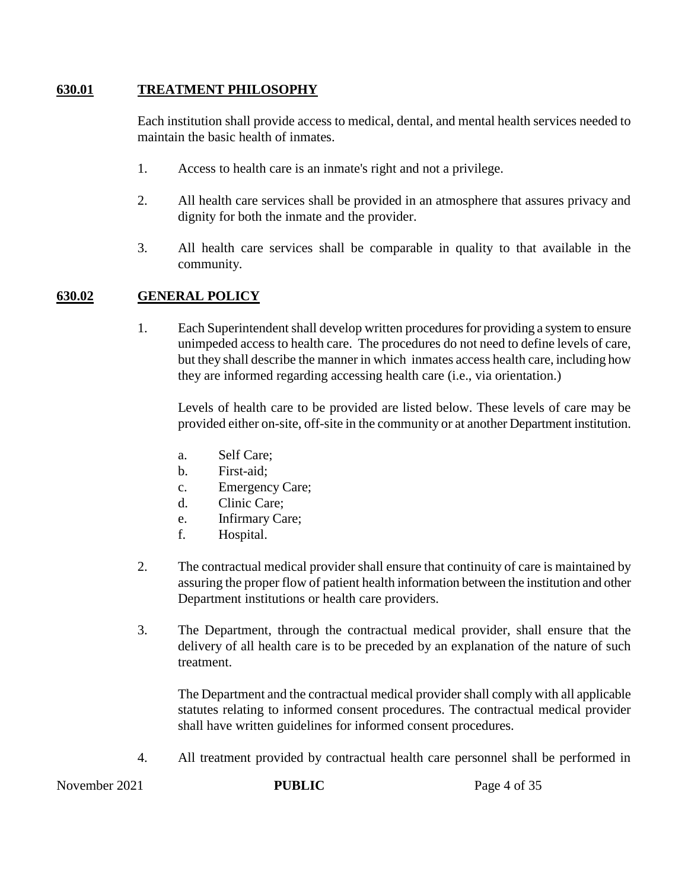## 630.01 TREATMENT PHILOSOPHY

Each institution shall provide access to medical, dental, and mental health services needed to maintain the basic health of inmates.

1. Access to health care is an inmate's right and not a privilege.

2. All health care services shall be provided in an atmosphere that assures privacy and dignity for both the inmate and the provider.

3. All health care services shall be comparable in quality to that available in the community.

## 630.02 GENERAL POLICY

1. Each Superintendent shall develop written procedures for providing a system to ensure unimpeded access to health care. The procedures do not need to define levels of care, but they shall describe the manner in which inmates access health care, including how they are informed regarding accessing health care (i.e., via orientation.)

   Levels of health care to be provided are listed below. These levels of care may be provided either on-site, off-site in the community or at another Department institution.

   a. Self Care;
   b. First-aid;
   c. Emergency Care;
   d. Clinic Care;
   e. Infirmary Care;
   f. Hospital.

2. The contractual medical provider shall ensure that continuity of care is maintained by assuring the proper flow of patient health information between the institution and other Department institutions or health care providers.

3. The Department, through the contractual medical provider, shall ensure that the delivery of all health care is to be preceded by an explanation of the nature of such treatment.

   The Department and the contractual medical provider shall comply with all applicable statutes relating to informed consent procedures. The contractual medical provider shall have written guidelines for informed consent procedures.

4. All treatment provided by contractual health care personnel shall be performed in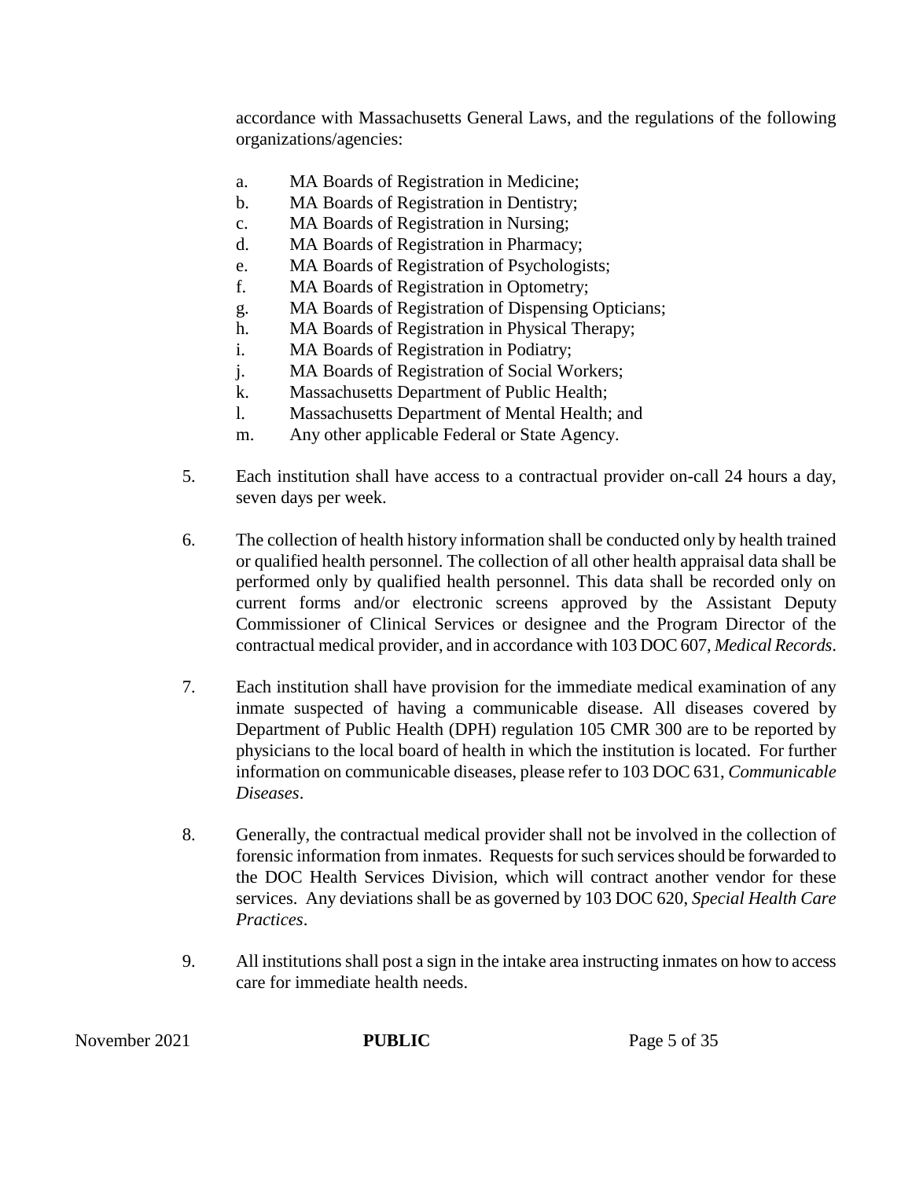accordance with Massachusetts General Laws, and the regulations of the following organizations/agencies:

a. MA Boards of Registration in Medicine;
b. MA Boards of Registration in Dentistry;
c. MA Boards of Registration in Nursing;
d. MA Boards of Registration in Pharmacy;
e. MA Boards of Registration of Psychologists;
f. MA Boards of Registration in Optometry;
g. MA Boards of Registration of Dispensing Opticians;
h. MA Boards of Registration in Physical Therapy;
i. MA Boards of Registration in Podiatry;
j. MA Boards of Registration of Social Workers;
k. Massachusetts Department of Public Health;
l. Massachusetts Department of Mental Health; and
m. Any other applicable Federal or State Agency.

5. Each institution shall have access to a contractual provider on-call 24 hours a day, seven days per week.

6. The collection of health history information shall be conducted only by health trained or qualified health personnel. The collection of all other health appraisal data shall be performed only by qualified health personnel. This data shall be recorded only on current forms and/or electronic screens approved by the Assistant Deputy Commissioner of Clinical Services or designee and the Program Director of the contractual medical provider, and in accordance with 103 DOC 607, *Medical Records*.

7. Each institution shall have provision for the immediate medical examination of any inmate suspected of having a communicable disease. All diseases covered by Department of Public Health (DPH) regulation 105 CMR 300 are to be reported by physicians to the local board of health in which the institution is located. For further information on communicable diseases, please refer to 103 DOC 631, *Communicable Diseases*.

8. Generally, the contractual medical provider shall not be involved in the collection of forensic information from inmates. Requests for such services should be forwarded to the DOC Health Services Division, which will contract another vendor for these services. Any deviations shall be as governed by 103 DOC 620, *Special Health Care Practices*.

9. All institutions shall post a sign in the intake area instructing inmates on how to access care for immediate health needs.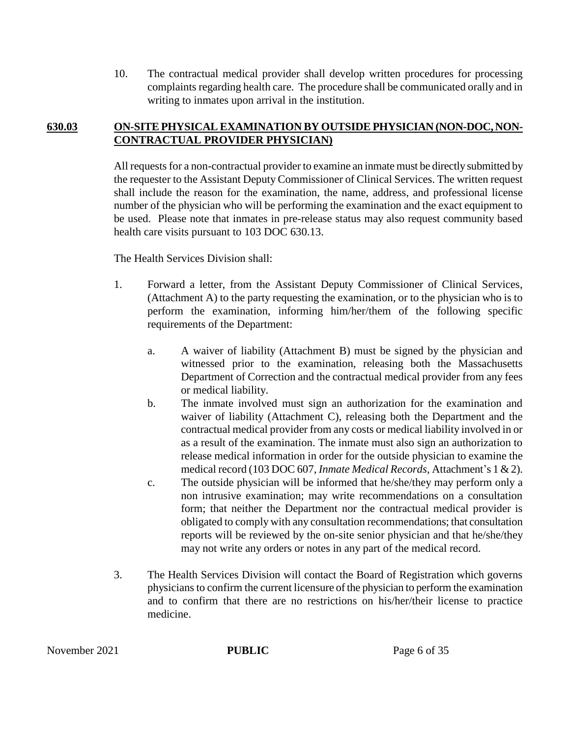10. The contractual medical provider shall develop written procedures for processing complaints regarding health care. The procedure shall be communicated orally and in writing to inmates upon arrival in the institution.

## **630.03 ON-SITE PHYSICAL EXAMINATION BY OUTSIDE PHYSICIAN (NON-DOC, NON-CONTRACTUAL PROVIDER PHYSICIAN)**

All requests for a non-contractual provider to examine an inmate must be directly submitted by the requester to the Assistant Deputy Commissioner of Clinical Services. The written request shall include the reason for the examination, the name, address, and professional license number of the physician who will be performing the examination and the exact equipment to be used. Please note that inmates in pre-release status may also request community based health care visits pursuant to 103 DOC 630.13.

The Health Services Division shall:

1. Forward a letter, from the Assistant Deputy Commissioner of Clinical Services, (Attachment A) to the party requesting the examination, or to the physician who is to perform the examination, informing him/her/them of the following specific requirements of the Department:

   a. A waiver of liability (Attachment B) must be signed by the physician and witnessed prior to the examination, releasing both the Massachusetts Department of Correction and the contractual medical provider from any fees or medical liability.

   b. The inmate involved must sign an authorization for the examination and waiver of liability (Attachment C), releasing both the Department and the contractual medical provider from any costs or medical liability involved in or as a result of the examination. The inmate must also sign an authorization to release medical information in order for the outside physician to examine the medical record (103 DOC 607, *Inmate Medical Records*, Attachment's 1 & 2).

   c. The outside physician will be informed that he/she/they may perform only a non intrusive examination; may write recommendations on a consultation form; that neither the Department nor the contractual medical provider is obligated to comply with any consultation recommendations; that consultation reports will be reviewed by the on-site senior physician and that he/she/they may not write any orders or notes in any part of the medical record.

3. The Health Services Division will contact the Board of Registration which governs physicians to confirm the current licensure of the physician to perform the examination and to confirm that there are no restrictions on his/her/their license to practice medicine.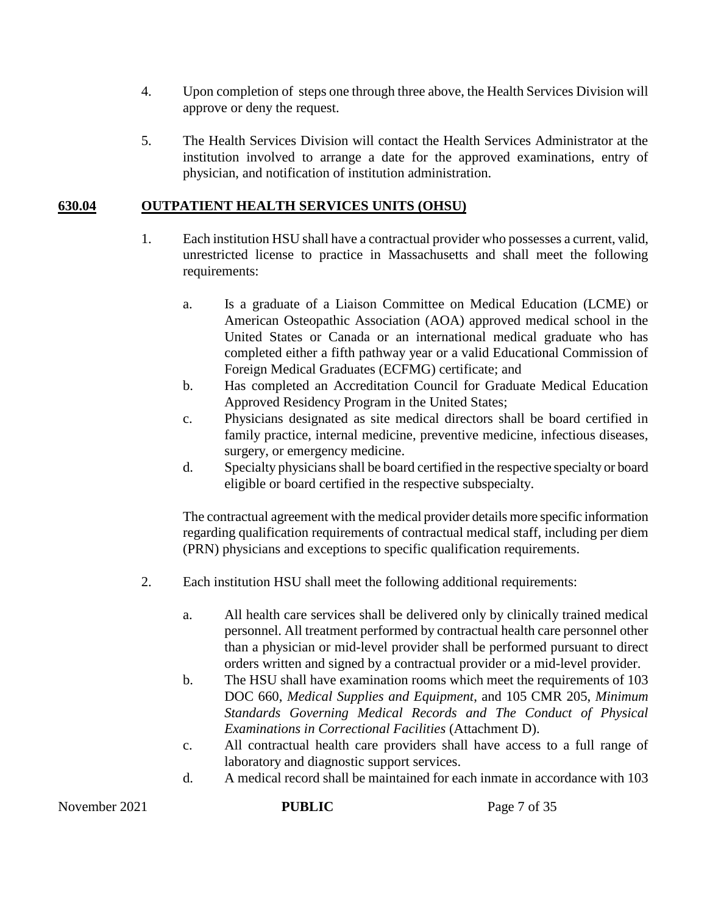4. Upon completion of steps one through three above, the Health Services Division will approve or deny the request.

5. The Health Services Division will contact the Health Services Administrator at the institution involved to arrange a date for the approved examinations, entry of physician, and notification of institution administration.

## 630.04 OUTPATIENT HEALTH SERVICES UNITS (OHSU)

1. Each institution HSU shall have a contractual provider who possesses a current, valid, unrestricted license to practice in Massachusetts and shall meet the following requirements:

   a. Is a graduate of a Liaison Committee on Medical Education (LCME) or American Osteopathic Association (AOA) approved medical school in the United States or Canada or an international medical graduate who has completed either a fifth pathway year or a valid Educational Commission of Foreign Medical Graduates (ECFMG) certificate; and
   b. Has completed an Accreditation Council for Graduate Medical Education Approved Residency Program in the United States;
   c. Physicians designated as site medical directors shall be board certified in family practice, internal medicine, preventive medicine, infectious diseases, surgery, or emergency medicine.
   d. Specialty physicians shall be board certified in the respective specialty or board eligible or board certified in the respective subspecialty.

   The contractual agreement with the medical provider details more specific information regarding qualification requirements of contractual medical staff, including per diem (PRN) physicians and exceptions to specific qualification requirements.

2. Each institution HSU shall meet the following additional requirements:

   a. All health care services shall be delivered only by clinically trained medical personnel. All treatment performed by contractual health care personnel other than a physician or mid-level provider shall be performed pursuant to direct orders written and signed by a contractual provider or a mid-level provider.
   b. The HSU shall have examination rooms which meet the requirements of 103 DOC 660, *Medical Supplies and Equipment*, and 105 CMR 205, *Minimum Standards Governing Medical Records and The Conduct of Physical Examinations in Correctional Facilities* (Attachment D).
   c. All contractual health care providers shall have access to a full range of laboratory and diagnostic support services.
   d. A medical record shall be maintained for each inmate in accordance with 103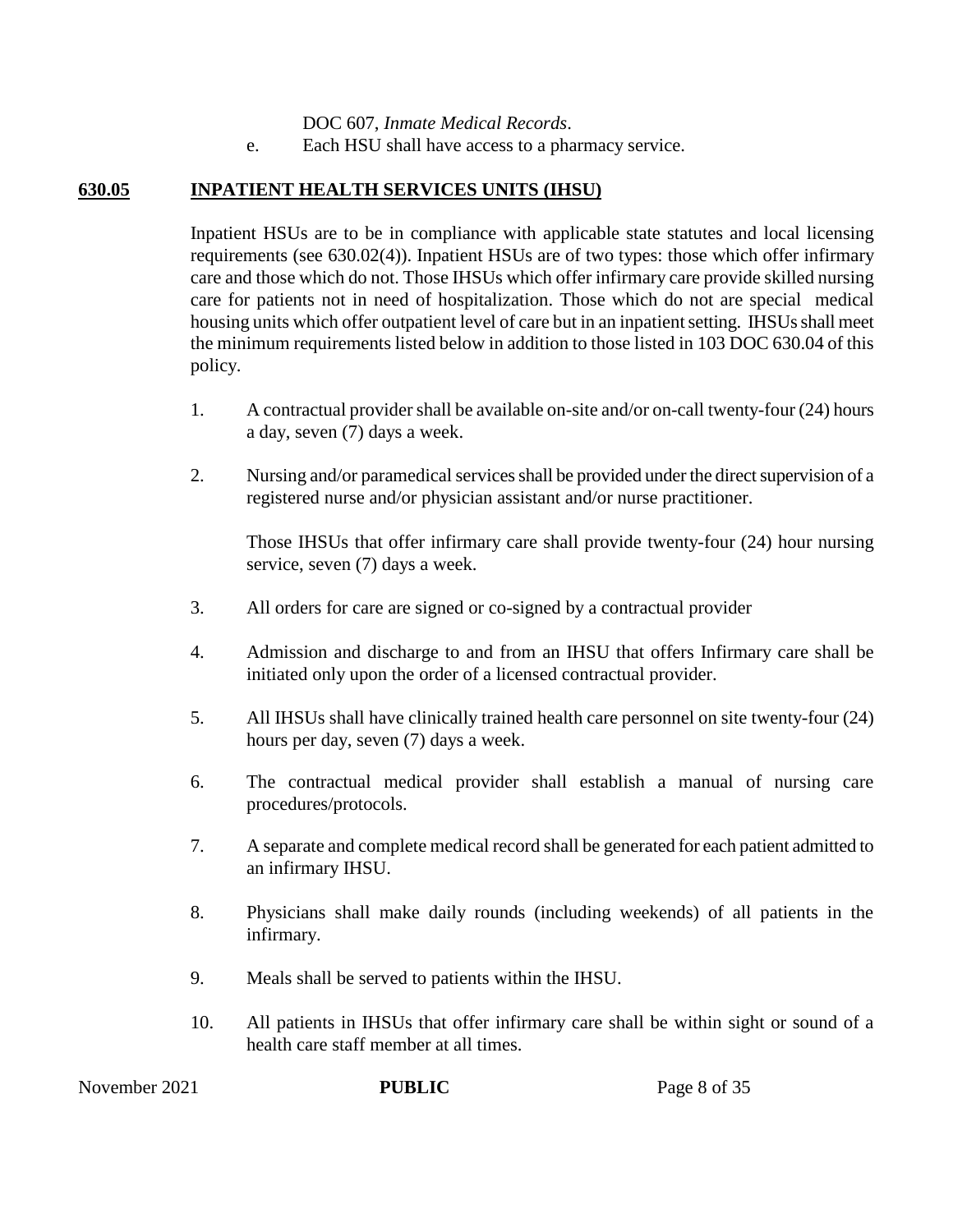DOC 607, *Inmate Medical Records*.

e. Each HSU shall have access to a pharmacy service.

## 630.05 INPATIENT HEALTH SERVICES UNITS (IHSU)

Inpatient HSUs are to be in compliance with applicable state statutes and local licensing requirements (see 630.02(4)). Inpatient HSUs are of two types: those which offer infirmary care and those which do not. Those IHSUs which offer infirmary care provide skilled nursing care for patients not in need of hospitalization. Those which do not are special medical housing units which offer outpatient level of care but in an inpatient setting. IHSUs shall meet the minimum requirements listed below in addition to those listed in 103 DOC 630.04 of this policy.

1. A contractual provider shall be available on-site and/or on-call twenty-four (24) hours a day, seven (7) days a week.

2. Nursing and/or paramedical services shall be provided under the direct supervision of a registered nurse and/or physician assistant and/or nurse practitioner.

   Those IHSUs that offer infirmary care shall provide twenty-four (24) hour nursing service, seven (7) days a week.

3. All orders for care are signed or co-signed by a contractual provider

4. Admission and discharge to and from an IHSU that offers Infirmary care shall be initiated only upon the order of a licensed contractual provider.

5. All IHSUs shall have clinically trained health care personnel on site twenty-four (24) hours per day, seven (7) days a week.

6. The contractual medical provider shall establish a manual of nursing care procedures/protocols.

7. A separate and complete medical record shall be generated for each patient admitted to an infirmary IHSU.

8. Physicians shall make daily rounds (including weekends) of all patients in the infirmary.

9. Meals shall be served to patients within the IHSU.

10. All patients in IHSUs that offer infirmary care shall be within sight or sound of a health care staff member at all times.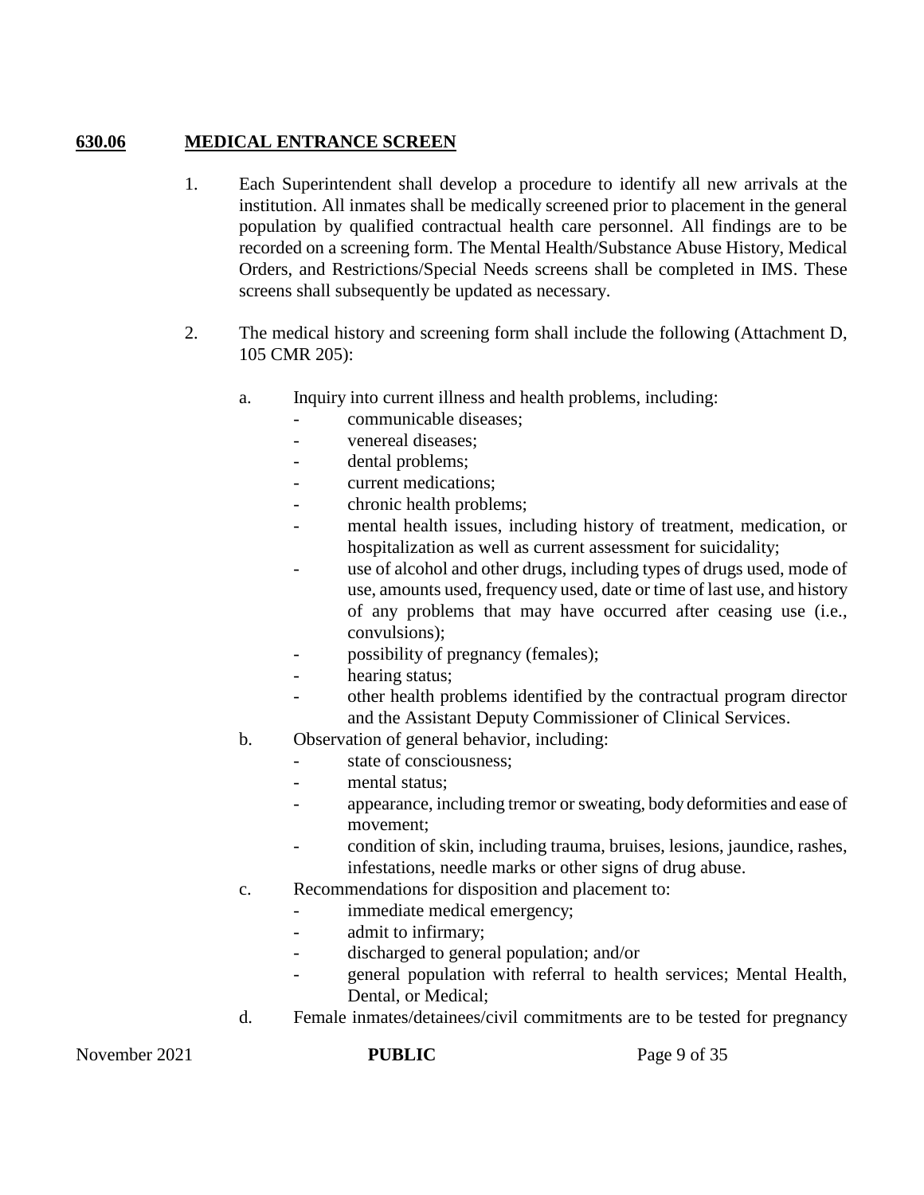## 630.06 MEDICAL ENTRANCE SCREEN

1. Each Superintendent shall develop a procedure to identify all new arrivals at the institution. All inmates shall be medically screened prior to placement in the general population by qualified contractual health care personnel. All findings are to be recorded on a screening form. The Mental Health/Substance Abuse History, Medical Orders, and Restrictions/Special Needs screens shall be completed in IMS. These screens shall subsequently be updated as necessary.

2. The medical history and screening form shall include the following (Attachment D, 105 CMR 205):

   a. Inquiry into current illness and health problems, including:
      - communicable diseases;
      - venereal diseases;
      - dental problems;
      - current medications;
      - chronic health problems;
      - mental health issues, including history of treatment, medication, or hospitalization as well as current assessment for suicidality;
      - use of alcohol and other drugs, including types of drugs used, mode of use, amounts used, frequency used, date or time of last use, and history of any problems that may have occurred after ceasing use (i.e., convulsions);
      - possibility of pregnancy (females);
      - hearing status;
      - other health problems identified by the contractual program director and the Assistant Deputy Commissioner of Clinical Services.

   b. Observation of general behavior, including:
      - state of consciousness;
      - mental status;
      - appearance, including tremor or sweating, body deformities and ease of movement;
      - condition of skin, including trauma, bruises, lesions, jaundice, rashes, infestations, needle marks or other signs of drug abuse.

   c. Recommendations for disposition and placement to:
      - immediate medical emergency;
      - admit to infirmary;
      - discharged to general population; and/or
      - general population with referral to health services; Mental Health, Dental, or Medical;

   d. Female inmates/detainees/civil commitments are to be tested for pregnancy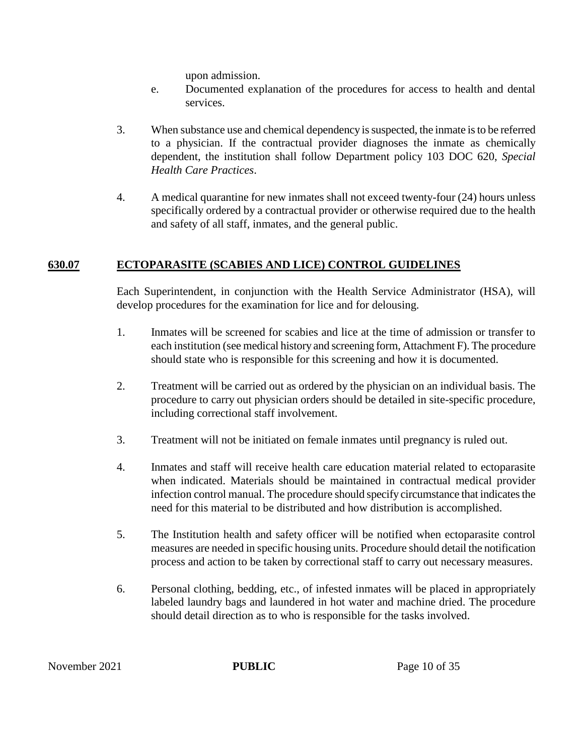upon admission.

e. Documented explanation of the procedures for access to health and dental services.

3. When substance use and chemical dependency is suspected, the inmate is to be referred to a physician. If the contractual provider diagnoses the inmate as chemically dependent, the institution shall follow Department policy 103 DOC 620, *Special Health Care Practices*.

4. A medical quarantine for new inmates shall not exceed twenty-four (24) hours unless specifically ordered by a contractual provider or otherwise required due to the health and safety of all staff, inmates, and the general public.

## 630.07 ECTOPARASITE (SCABIES AND LICE) CONTROL GUIDELINES

Each Superintendent, in conjunction with the Health Service Administrator (HSA), will develop procedures for the examination for lice and for delousing.

1. Inmates will be screened for scabies and lice at the time of admission or transfer to each institution (see medical history and screening form, Attachment F). The procedure should state who is responsible for this screening and how it is documented.

2. Treatment will be carried out as ordered by the physician on an individual basis. The procedure to carry out physician orders should be detailed in site-specific procedure, including correctional staff involvement.

3. Treatment will not be initiated on female inmates until pregnancy is ruled out.

4. Inmates and staff will receive health care education material related to ectoparasite when indicated. Materials should be maintained in contractual medical provider infection control manual. The procedure should specify circumstance that indicates the need for this material to be distributed and how distribution is accomplished.

5. The Institution health and safety officer will be notified when ectoparasite control measures are needed in specific housing units. Procedure should detail the notification process and action to be taken by correctional staff to carry out necessary measures.

6. Personal clothing, bedding, etc., of infested inmates will be placed in appropriately labeled laundry bags and laundered in hot water and machine dried. The procedure should detail direction as to who is responsible for the tasks involved.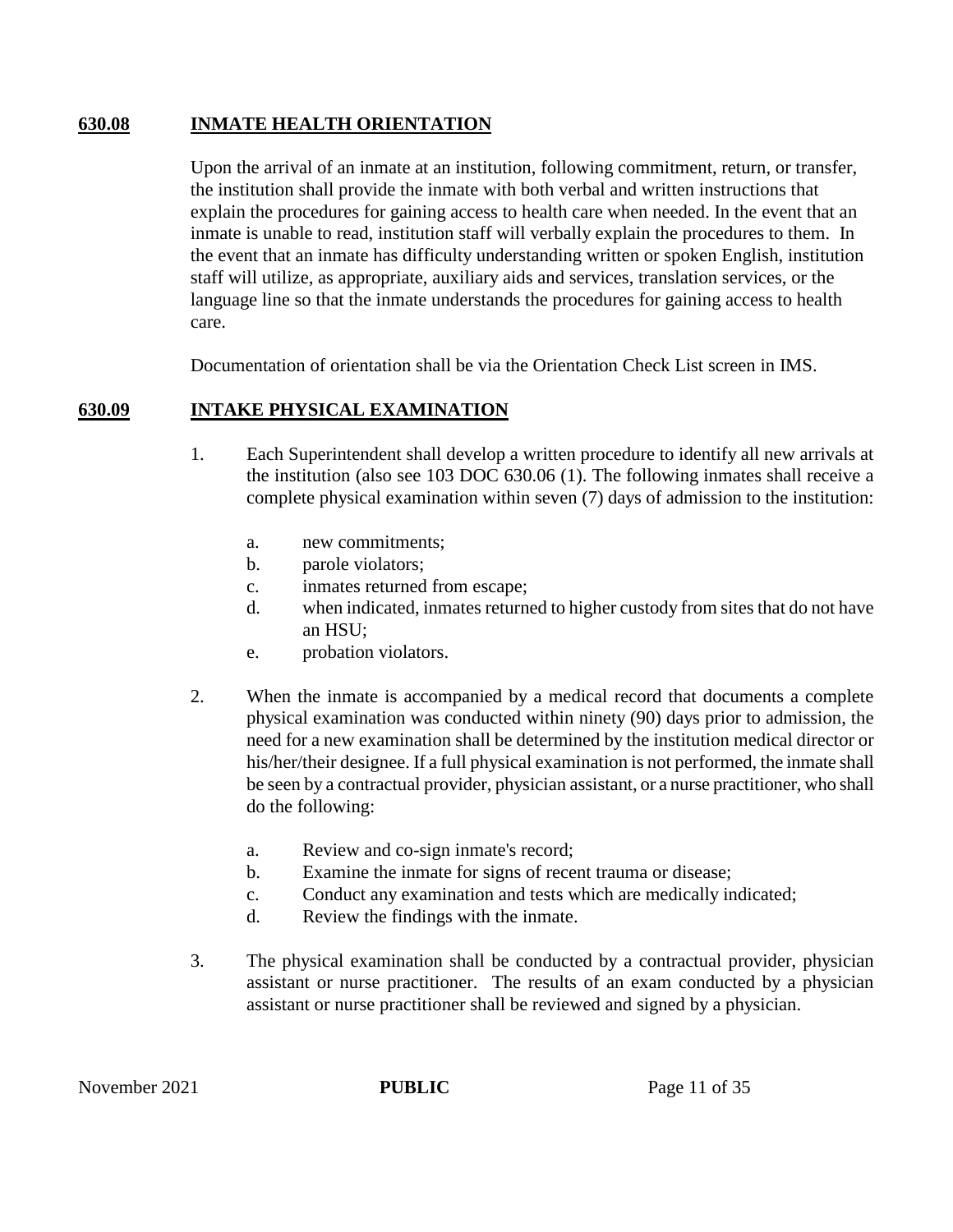## 630.08 INMATE HEALTH ORIENTATION

Upon the arrival of an inmate at an institution, following commitment, return, or transfer, the institution shall provide the inmate with both verbal and written instructions that explain the procedures for gaining access to health care when needed. In the event that an inmate is unable to read, institution staff will verbally explain the procedures to them. In the event that an inmate has difficulty understanding written or spoken English, institution staff will utilize, as appropriate, auxiliary aids and services, translation services, or the language line so that the inmate understands the procedures for gaining access to health care.

Documentation of orientation shall be via the Orientation Check List screen in IMS.

## 630.09 INTAKE PHYSICAL EXAMINATION

1. Each Superintendent shall develop a written procedure to identify all new arrivals at the institution (also see 103 DOC 630.06 (1). The following inmates shall receive a complete physical examination within seven (7) days of admission to the institution:

   a. new commitments;
   b. parole violators;
   c. inmates returned from escape;
   d. when indicated, inmates returned to higher custody from sites that do not have an HSU;
   e. probation violators.

2. When the inmate is accompanied by a medical record that documents a complete physical examination was conducted within ninety (90) days prior to admission, the need for a new examination shall be determined by the institution medical director or his/her/their designee. If a full physical examination is not performed, the inmate shall be seen by a contractual provider, physician assistant, or a nurse practitioner, who shall do the following:

   a. Review and co-sign inmate's record;
   b. Examine the inmate for signs of recent trauma or disease;
   c. Conduct any examination and tests which are medically indicated;
   d. Review the findings with the inmate.

3. The physical examination shall be conducted by a contractual provider, physician assistant or nurse practitioner. The results of an exam conducted by a physician assistant or nurse practitioner shall be reviewed and signed by a physician.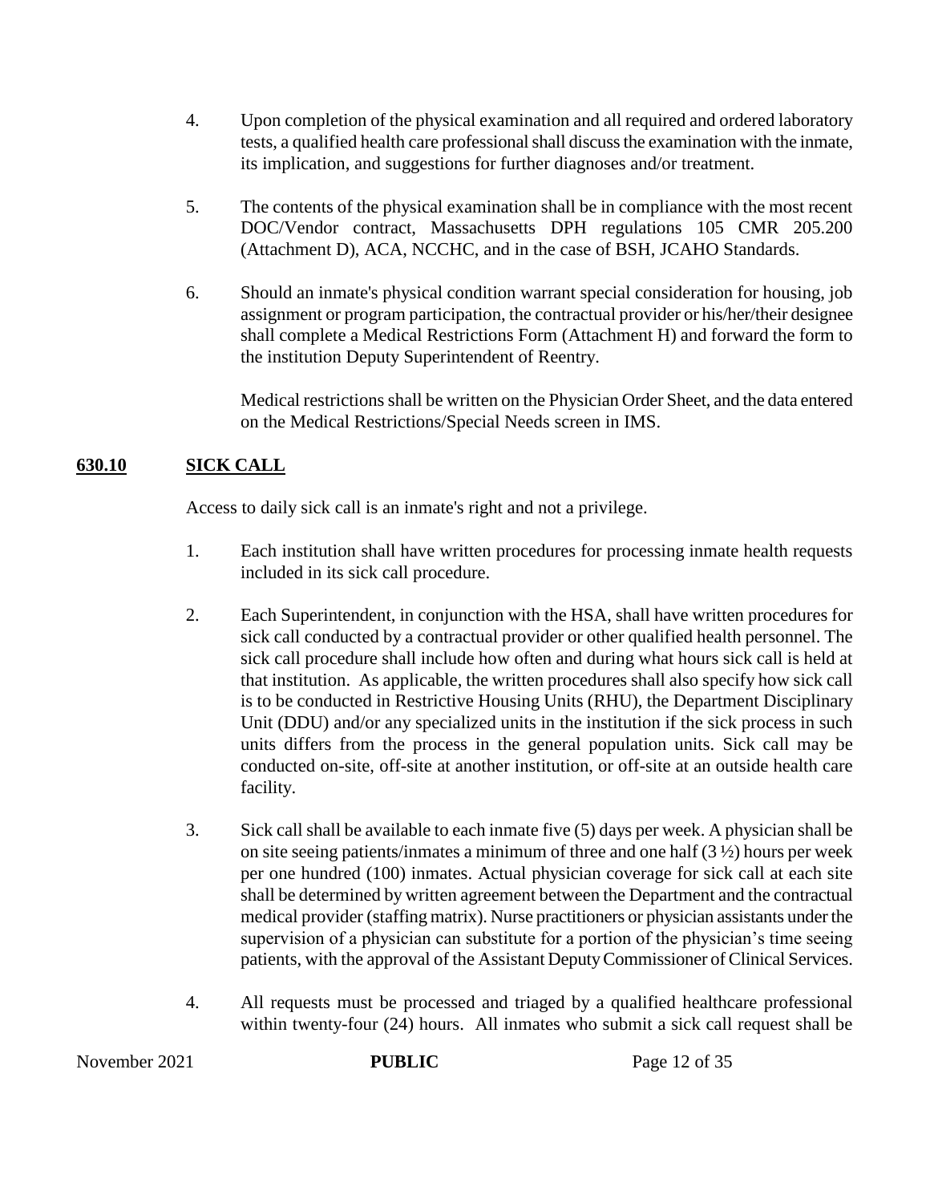4. Upon completion of the physical examination and all required and ordered laboratory tests, a qualified health care professional shall discuss the examination with the inmate, its implication, and suggestions for further diagnoses and/or treatment.

5. The contents of the physical examination shall be in compliance with the most recent DOC/Vendor contract, Massachusetts DPH regulations 105 CMR 205.200 (Attachment D), ACA, NCCHC, and in the case of BSH, JCAHO Standards.

6. Should an inmate's physical condition warrant special consideration for housing, job assignment or program participation, the contractual provider or his/her/their designee shall complete a Medical Restrictions Form (Attachment H) and forward the form to the institution Deputy Superintendent of Reentry.

   Medical restrictions shall be written on the Physician Order Sheet, and the data entered on the Medical Restrictions/Special Needs screen in IMS.

## **630.10 SICK CALL**

Access to daily sick call is an inmate's right and not a privilege.

1. Each institution shall have written procedures for processing inmate health requests included in its sick call procedure.

2. Each Superintendent, in conjunction with the HSA, shall have written procedures for sick call conducted by a contractual provider or other qualified health personnel. The sick call procedure shall include how often and during what hours sick call is held at that institution. As applicable, the written procedures shall also specify how sick call is to be conducted in Restrictive Housing Units (RHU), the Department Disciplinary Unit (DDU) and/or any specialized units in the institution if the sick process in such units differs from the process in the general population units. Sick call may be conducted on-site, off-site at another institution, or off-site at an outside health care facility.

3. Sick call shall be available to each inmate five (5) days per week. A physician shall be on site seeing patients/inmates a minimum of three and one half (3 ½) hours per week per one hundred (100) inmates. Actual physician coverage for sick call at each site shall be determined by written agreement between the Department and the contractual medical provider (staffing matrix). Nurse practitioners or physician assistants under the supervision of a physician can substitute for a portion of the physician's time seeing patients, with the approval of the Assistant Deputy Commissioner of Clinical Services.

4. All requests must be processed and triaged by a qualified healthcare professional within twenty-four (24) hours. All inmates who submit a sick call request shall be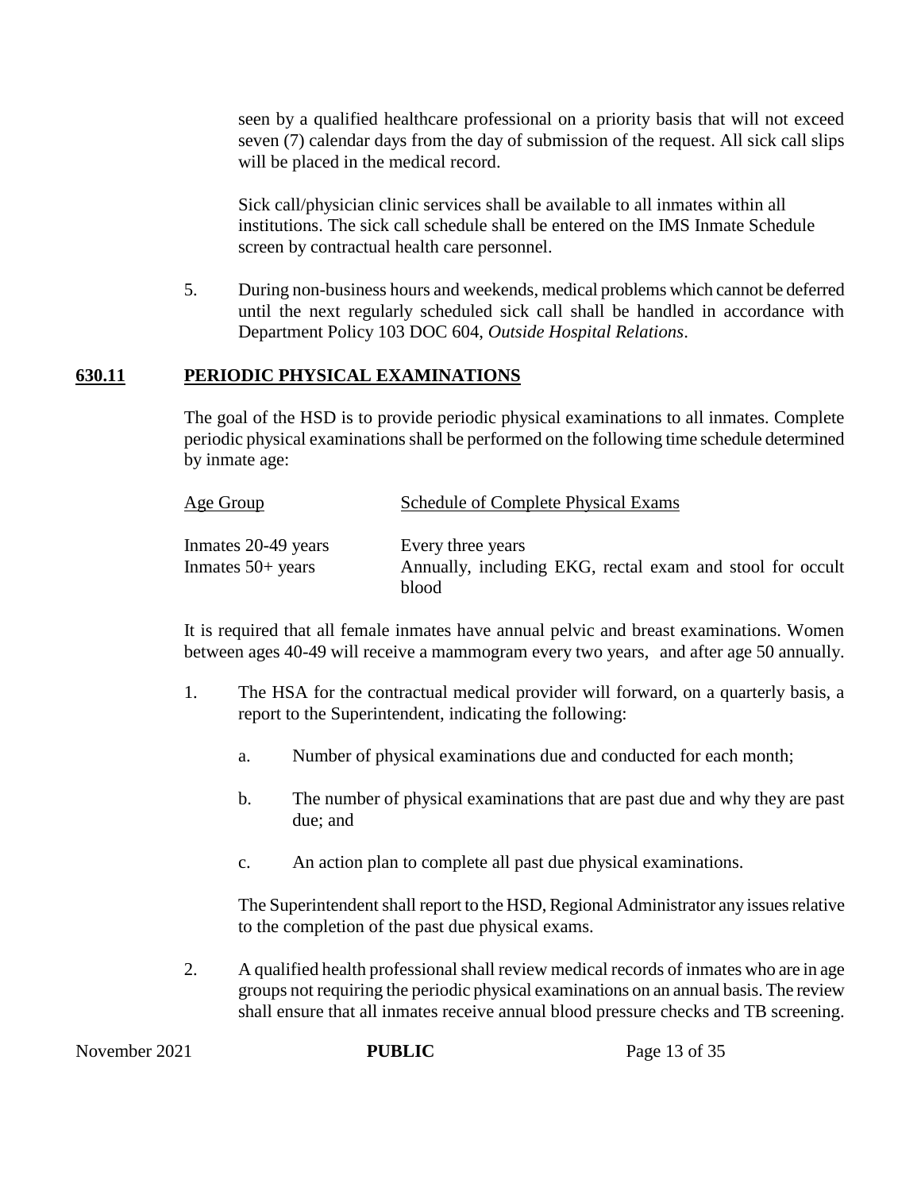seen by a qualified healthcare professional on a priority basis that will not exceed seven (7) calendar days from the day of submission of the request. All sick call slips will be placed in the medical record.

Sick call/physician clinic services shall be available to all inmates within all institutions. The sick call schedule shall be entered on the IMS Inmate Schedule screen by contractual health care personnel.

5. During non-business hours and weekends, medical problems which cannot be deferred until the next regularly scheduled sick call shall be handled in accordance with Department Policy 103 DOC 604, *Outside Hospital Relations*.

## 630.11 PERIODIC PHYSICAL EXAMINATIONS

The goal of the HSD is to provide periodic physical examinations to all inmates. Complete periodic physical examinations shall be performed on the following time schedule determined by inmate age:

| Age Group | Schedule of Complete Physical Exams |
|---|---|
| Inmates 20-49 years | Every three years |
| Inmates 50+ years | Annually, including EKG, rectal exam and stool for occult blood |

It is required that all female inmates have annual pelvic and breast examinations. Women between ages 40-49 will receive a mammogram every two years, and after age 50 annually.

1. The HSA for the contractual medical provider will forward, on a quarterly basis, a report to the Superintendent, indicating the following:

   a. Number of physical examinations due and conducted for each month;

   b. The number of physical examinations that are past due and why they are past due; and

   c. An action plan to complete all past due physical examinations.

   The Superintendent shall report to the HSD, Regional Administrator any issues relative to the completion of the past due physical exams.

2. A qualified health professional shall review medical records of inmates who are in age groups not requiring the periodic physical examinations on an annual basis. The review shall ensure that all inmates receive annual blood pressure checks and TB screening.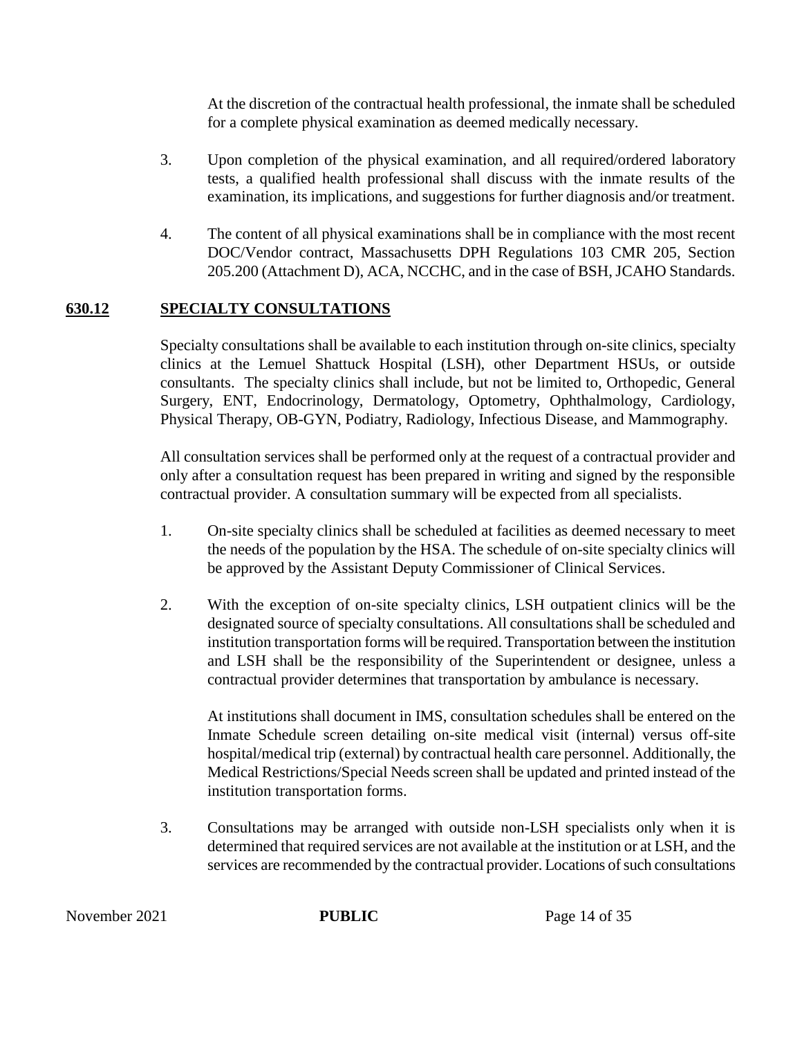At the discretion of the contractual health professional, the inmate shall be scheduled for a complete physical examination as deemed medically necessary.

3. Upon completion of the physical examination, and all required/ordered laboratory tests, a qualified health professional shall discuss with the inmate results of the examination, its implications, and suggestions for further diagnosis and/or treatment.

4. The content of all physical examinations shall be in compliance with the most recent DOC/Vendor contract, Massachusetts DPH Regulations 103 CMR 205, Section 205.200 (Attachment D), ACA, NCCHC, and in the case of BSH, JCAHO Standards.

## 630.12 SPECIALTY CONSULTATIONS

Specialty consultations shall be available to each institution through on-site clinics, specialty clinics at the Lemuel Shattuck Hospital (LSH), other Department HSUs, or outside consultants. The specialty clinics shall include, but not be limited to, Orthopedic, General Surgery, ENT, Endocrinology, Dermatology, Optometry, Ophthalmology, Cardiology, Physical Therapy, OB-GYN, Podiatry, Radiology, Infectious Disease, and Mammography.

All consultation services shall be performed only at the request of a contractual provider and only after a consultation request has been prepared in writing and signed by the responsible contractual provider. A consultation summary will be expected from all specialists.

1. On-site specialty clinics shall be scheduled at facilities as deemed necessary to meet the needs of the population by the HSA. The schedule of on-site specialty clinics will be approved by the Assistant Deputy Commissioner of Clinical Services.

2. With the exception of on-site specialty clinics, LSH outpatient clinics will be the designated source of specialty consultations. All consultations shall be scheduled and institution transportation forms will be required. Transportation between the institution and LSH shall be the responsibility of the Superintendent or designee, unless a contractual provider determines that transportation by ambulance is necessary.

   At institutions shall document in IMS, consultation schedules shall be entered on the Inmate Schedule screen detailing on-site medical visit (internal) versus off-site hospital/medical trip (external) by contractual health care personnel. Additionally, the Medical Restrictions/Special Needs screen shall be updated and printed instead of the institution transportation forms.

3. Consultations may be arranged with outside non-LSH specialists only when it is determined that required services are not available at the institution or at LSH, and the services are recommended by the contractual provider. Locations of such consultations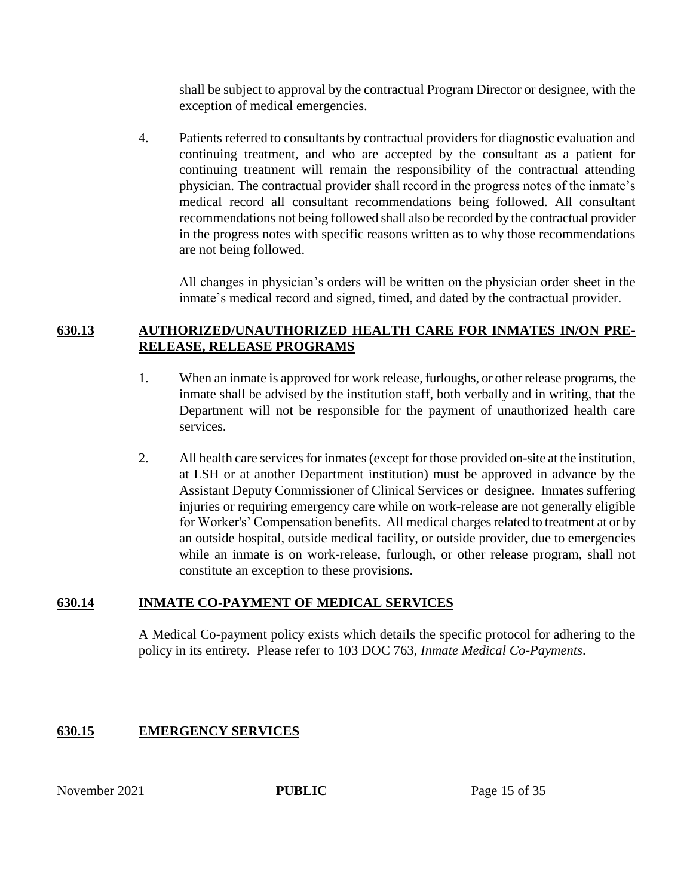shall be subject to approval by the contractual Program Director or designee, with the exception of medical emergencies.

4. Patients referred to consultants by contractual providers for diagnostic evaluation and continuing treatment, and who are accepted by the consultant as a patient for continuing treatment will remain the responsibility of the contractual attending physician. The contractual provider shall record in the progress notes of the inmate's medical record all consultant recommendations being followed. All consultant recommendations not being followed shall also be recorded by the contractual provider in the progress notes with specific reasons written as to why those recommendations are not being followed.

   All changes in physician's orders will be written on the physician order sheet in the inmate's medical record and signed, timed, and dated by the contractual provider.

## 630.13 AUTHORIZED/UNAUTHORIZED HEALTH CARE FOR INMATES IN/ON PRE-RELEASE, RELEASE PROGRAMS

1. When an inmate is approved for work release, furloughs, or other release programs, the inmate shall be advised by the institution staff, both verbally and in writing, that the Department will not be responsible for the payment of unauthorized health care services.

2. All health care services for inmates (except for those provided on-site at the institution, at LSH or at another Department institution) must be approved in advance by the Assistant Deputy Commissioner of Clinical Services or designee. Inmates suffering injuries or requiring emergency care while on work-release are not generally eligible for Worker's' Compensation benefits. All medical charges related to treatment at or by an outside hospital, outside medical facility, or outside provider, due to emergencies while an inmate is on work-release, furlough, or other release program, shall not constitute an exception to these provisions.

## 630.14 INMATE CO-PAYMENT OF MEDICAL SERVICES

A Medical Co-payment policy exists which details the specific protocol for adhering to the policy in its entirety. Please refer to 103 DOC 763, *Inmate Medical Co-Payments*.

## 630.15 EMERGENCY SERVICES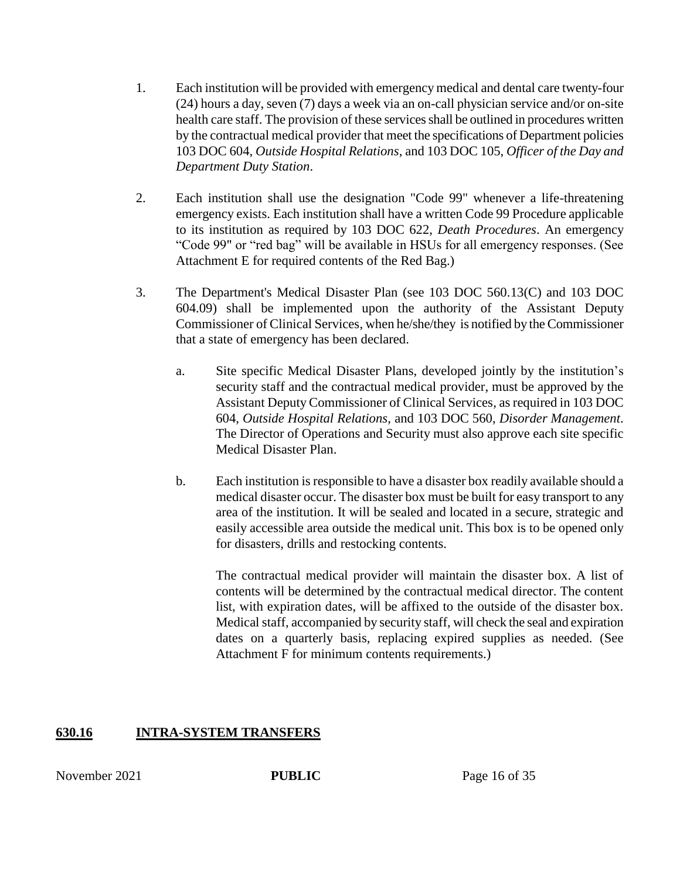1. Each institution will be provided with emergency medical and dental care twenty-four (24) hours a day, seven (7) days a week via an on-call physician service and/or on-site health care staff. The provision of these services shall be outlined in procedures written by the contractual medical provider that meet the specifications of Department policies 103 DOC 604, *Outside Hospital Relations*, and 103 DOC 105, *Officer of the Day and Department Duty Station*.

2. Each institution shall use the designation "Code 99" whenever a life-threatening emergency exists. Each institution shall have a written Code 99 Procedure applicable to its institution as required by 103 DOC 622, *Death Procedures*. An emergency "Code 99" or "red bag" will be available in HSUs for all emergency responses. (See Attachment E for required contents of the Red Bag.)

3. The Department's Medical Disaster Plan (see 103 DOC 560.13(C) and 103 DOC 604.09) shall be implemented upon the authority of the Assistant Deputy Commissioner of Clinical Services, when he/she/they is notified by the Commissioner that a state of emergency has been declared.

   a. Site specific Medical Disaster Plans, developed jointly by the institution's security staff and the contractual medical provider, must be approved by the Assistant Deputy Commissioner of Clinical Services, as required in 103 DOC 604, *Outside Hospital Relations*, and 103 DOC 560, *Disorder Management*. The Director of Operations and Security must also approve each site specific Medical Disaster Plan.

   b. Each institution is responsible to have a disaster box readily available should a medical disaster occur. The disaster box must be built for easy transport to any area of the institution. It will be sealed and located in a secure, strategic and easily accessible area outside the medical unit. This box is to be opened only for disasters, drills and restocking contents.

      The contractual medical provider will maintain the disaster box. A list of contents will be determined by the contractual medical director. The content list, with expiration dates, will be affixed to the outside of the disaster box. Medical staff, accompanied by security staff, will check the seal and expiration dates on a quarterly basis, replacing expired supplies as needed. (See Attachment F for minimum contents requirements.)

## 630.16 INTRA-SYSTEM TRANSFERS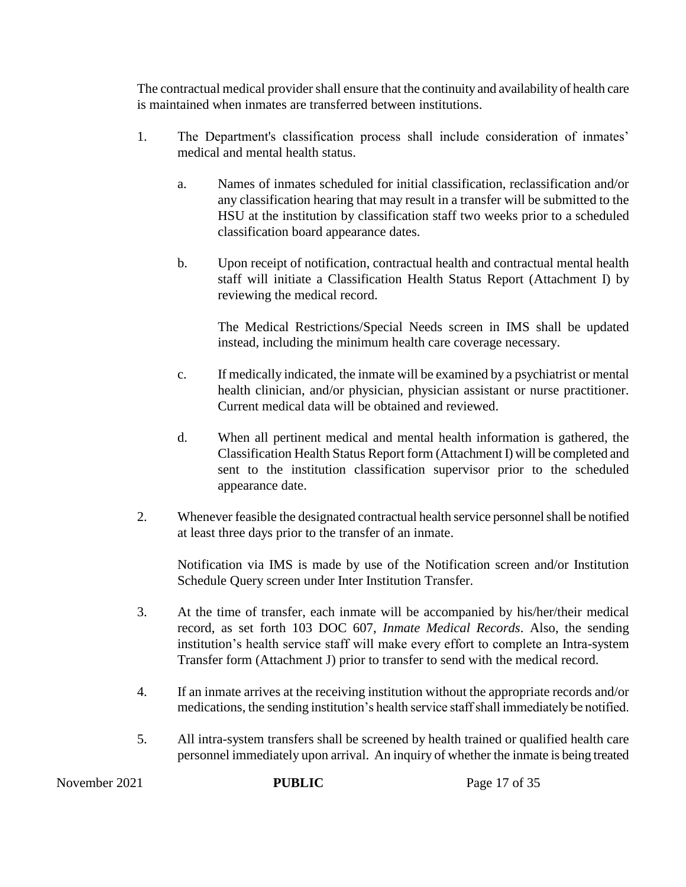The contractual medical provider shall ensure that the continuity and availability of health care is maintained when inmates are transferred between institutions.

1. The Department's classification process shall include consideration of inmates' medical and mental health status.

   a. Names of inmates scheduled for initial classification, reclassification and/or any classification hearing that may result in a transfer will be submitted to the HSU at the institution by classification staff two weeks prior to a scheduled classification board appearance dates.

   b. Upon receipt of notification, contractual health and contractual mental health staff will initiate a Classification Health Status Report (Attachment I) by reviewing the medical record.

      The Medical Restrictions/Special Needs screen in IMS shall be updated instead, including the minimum health care coverage necessary.

   c. If medically indicated, the inmate will be examined by a psychiatrist or mental health clinician, and/or physician, physician assistant or nurse practitioner. Current medical data will be obtained and reviewed.

   d. When all pertinent medical and mental health information is gathered, the Classification Health Status Report form (Attachment I) will be completed and sent to the institution classification supervisor prior to the scheduled appearance date.

2. Whenever feasible the designated contractual health service personnel shall be notified at least three days prior to the transfer of an inmate.

   Notification via IMS is made by use of the Notification screen and/or Institution Schedule Query screen under Inter Institution Transfer.

3. At the time of transfer, each inmate will be accompanied by his/her/their medical record, as set forth 103 DOC 607, *Inmate Medical Records*. Also, the sending institution's health service staff will make every effort to complete an Intra-system Transfer form (Attachment J) prior to transfer to send with the medical record.

4. If an inmate arrives at the receiving institution without the appropriate records and/or medications, the sending institution's health service staff shall immediately be notified.

5. All intra-system transfers shall be screened by health trained or qualified health care personnel immediately upon arrival. An inquiry of whether the inmate is being treated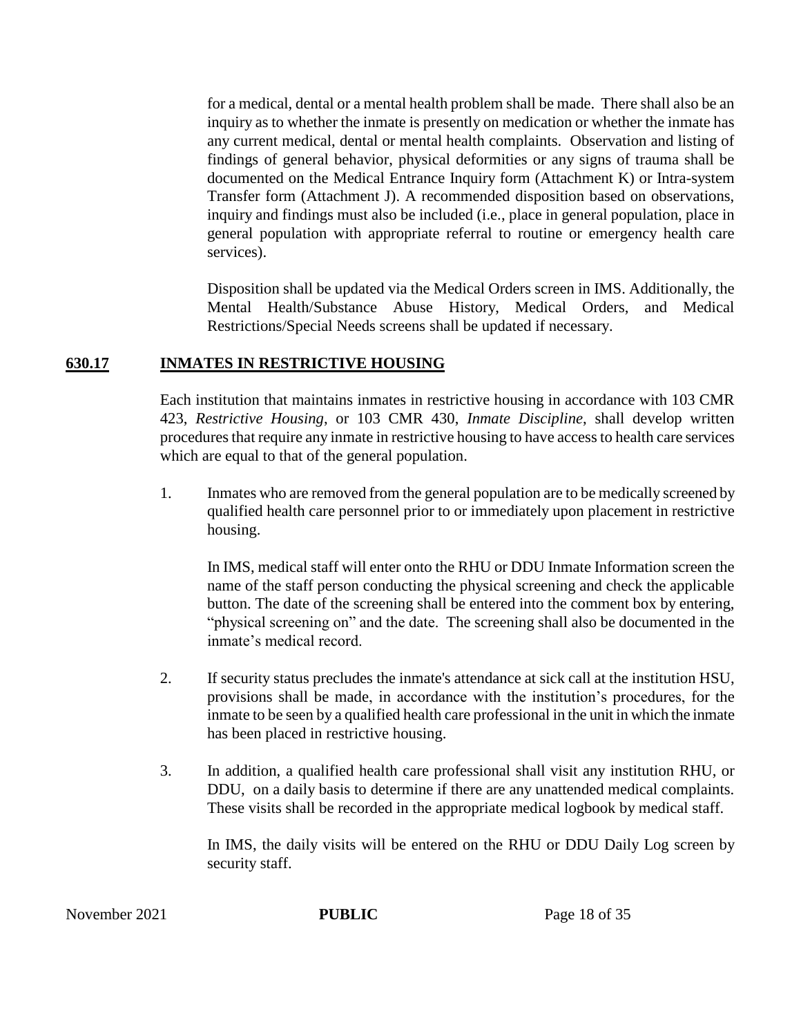for a medical, dental or a mental health problem shall be made. There shall also be an inquiry as to whether the inmate is presently on medication or whether the inmate has any current medical, dental or mental health complaints. Observation and listing of findings of general behavior, physical deformities or any signs of trauma shall be documented on the Medical Entrance Inquiry form (Attachment K) or Intra-system Transfer form (Attachment J). A recommended disposition based on observations, inquiry and findings must also be included (i.e., place in general population, place in general population with appropriate referral to routine or emergency health care services).

Disposition shall be updated via the Medical Orders screen in IMS. Additionally, the Mental Health/Substance Abuse History, Medical Orders, and Medical Restrictions/Special Needs screens shall be updated if necessary.

## 630.17 INMATES IN RESTRICTIVE HOUSING

Each institution that maintains inmates in restrictive housing in accordance with 103 CMR 423, *Restrictive Housing*, or 103 CMR 430, *Inmate Discipline*, shall develop written procedures that require any inmate in restrictive housing to have access to health care services which are equal to that of the general population.

1. Inmates who are removed from the general population are to be medically screened by qualified health care personnel prior to or immediately upon placement in restrictive housing.

   In IMS, medical staff will enter onto the RHU or DDU Inmate Information screen the name of the staff person conducting the physical screening and check the applicable button. The date of the screening shall be entered into the comment box by entering, "physical screening on" and the date. The screening shall also be documented in the inmate's medical record.

2. If security status precludes the inmate's attendance at sick call at the institution HSU, provisions shall be made, in accordance with the institution's procedures, for the inmate to be seen by a qualified health care professional in the unit in which the inmate has been placed in restrictive housing.

3. In addition, a qualified health care professional shall visit any institution RHU, or DDU, on a daily basis to determine if there are any unattended medical complaints. These visits shall be recorded in the appropriate medical logbook by medical staff.

   In IMS, the daily visits will be entered on the RHU or DDU Daily Log screen by security staff.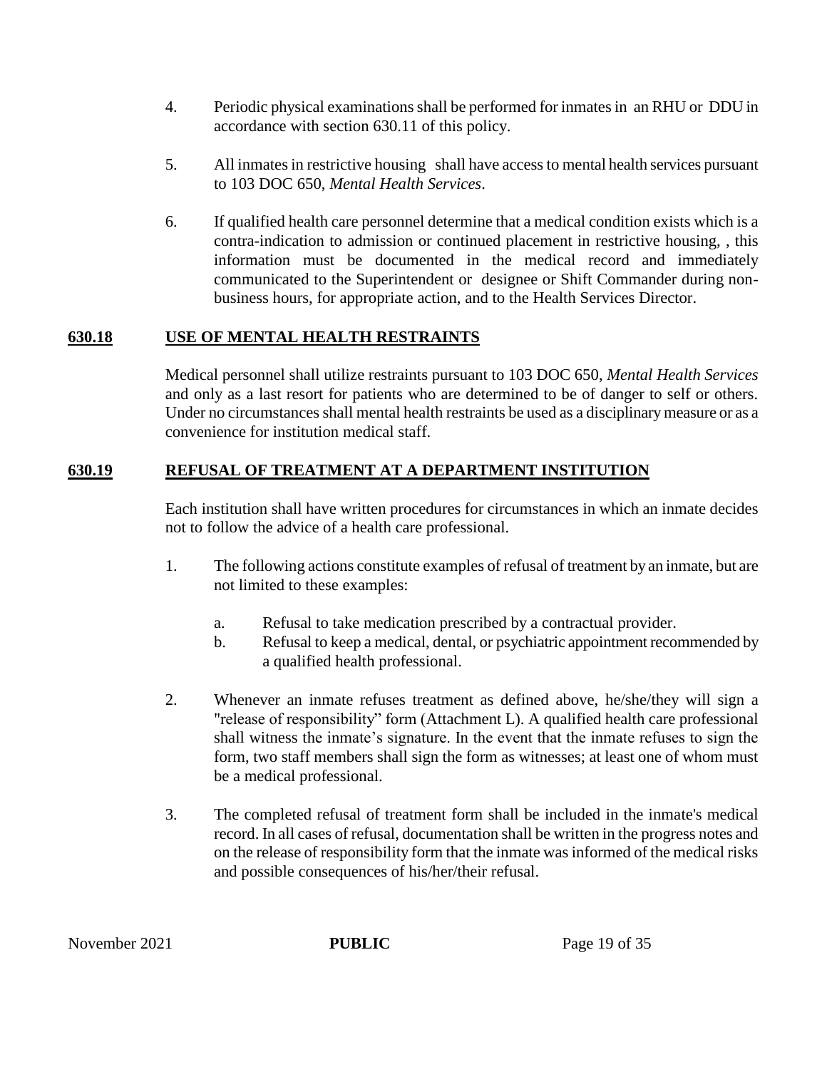4. Periodic physical examinations shall be performed for inmates in an RHU or DDU in accordance with section 630.11 of this policy.

5. All inmates in restrictive housing shall have access to mental health services pursuant to 103 DOC 650, *Mental Health Services*.

6. If qualified health care personnel determine that a medical condition exists which is a contra-indication to admission or continued placement in restrictive housing, , this information must be documented in the medical record and immediately communicated to the Superintendent or designee or Shift Commander during non-business hours, for appropriate action, and to the Health Services Director.

## 630.18 USE OF MENTAL HEALTH RESTRAINTS

Medical personnel shall utilize restraints pursuant to 103 DOC 650, *Mental Health Services* and only as a last resort for patients who are determined to be of danger to self or others. Under no circumstances shall mental health restraints be used as a disciplinary measure or as a convenience for institution medical staff.

## 630.19 REFUSAL OF TREATMENT AT A DEPARTMENT INSTITUTION

Each institution shall have written procedures for circumstances in which an inmate decides not to follow the advice of a health care professional.

1. The following actions constitute examples of refusal of treatment by an inmate, but are not limited to these examples:

   a. Refusal to take medication prescribed by a contractual provider.

   b. Refusal to keep a medical, dental, or psychiatric appointment recommended by a qualified health professional.

2. Whenever an inmate refuses treatment as defined above, he/she/they will sign a "release of responsibility" form (Attachment L). A qualified health care professional shall witness the inmate's signature. In the event that the inmate refuses to sign the form, two staff members shall sign the form as witnesses; at least one of whom must be a medical professional.

3. The completed refusal of treatment form shall be included in the inmate's medical record. In all cases of refusal, documentation shall be written in the progress notes and on the release of responsibility form that the inmate was informed of the medical risks and possible consequences of his/her/their refusal.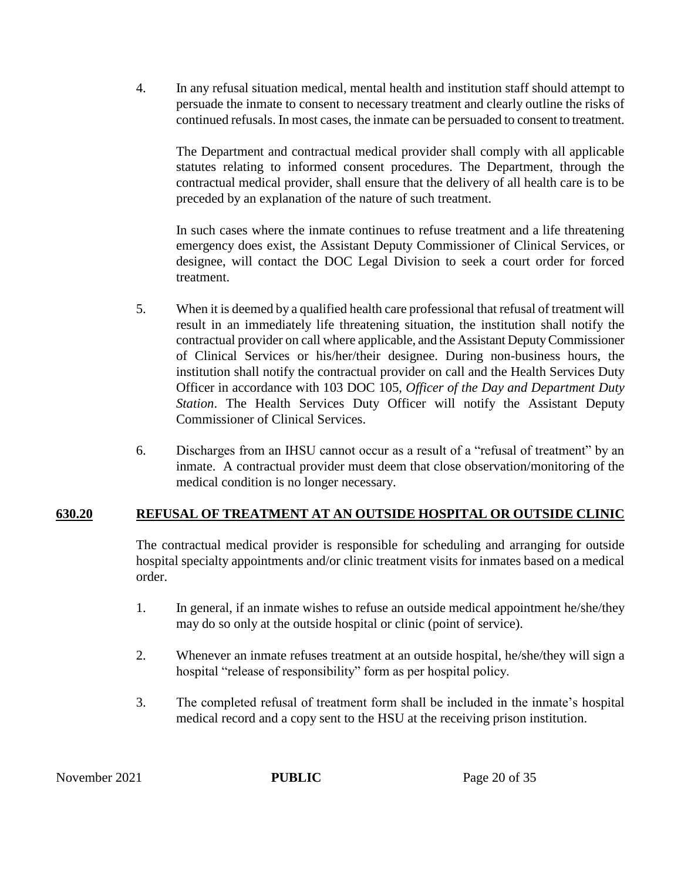4. In any refusal situation medical, mental health and institution staff should attempt to persuade the inmate to consent to necessary treatment and clearly outline the risks of continued refusals. In most cases, the inmate can be persuaded to consent to treatment.

   The Department and contractual medical provider shall comply with all applicable statutes relating to informed consent procedures. The Department, through the contractual medical provider, shall ensure that the delivery of all health care is to be preceded by an explanation of the nature of such treatment.

   In such cases where the inmate continues to refuse treatment and a life threatening emergency does exist, the Assistant Deputy Commissioner of Clinical Services, or designee, will contact the DOC Legal Division to seek a court order for forced treatment.

5. When it is deemed by a qualified health care professional that refusal of treatment will result in an immediately life threatening situation, the institution shall notify the contractual provider on call where applicable, and the Assistant Deputy Commissioner of Clinical Services or his/her/their designee. During non-business hours, the institution shall notify the contractual provider on call and the Health Services Duty Officer in accordance with 103 DOC 105, *Officer of the Day and Department Duty Station*. The Health Services Duty Officer will notify the Assistant Deputy Commissioner of Clinical Services.

6. Discharges from an IHSU cannot occur as a result of a "refusal of treatment" by an inmate. A contractual provider must deem that close observation/monitoring of the medical condition is no longer necessary.

## 630.20 REFUSAL OF TREATMENT AT AN OUTSIDE HOSPITAL OR OUTSIDE CLINIC

The contractual medical provider is responsible for scheduling and arranging for outside hospital specialty appointments and/or clinic treatment visits for inmates based on a medical order.

1. In general, if an inmate wishes to refuse an outside medical appointment he/she/they may do so only at the outside hospital or clinic (point of service).

2. Whenever an inmate refuses treatment at an outside hospital, he/she/they will sign a hospital "release of responsibility" form as per hospital policy.

3. The completed refusal of treatment form shall be included in the inmate's hospital medical record and a copy sent to the HSU at the receiving prison institution.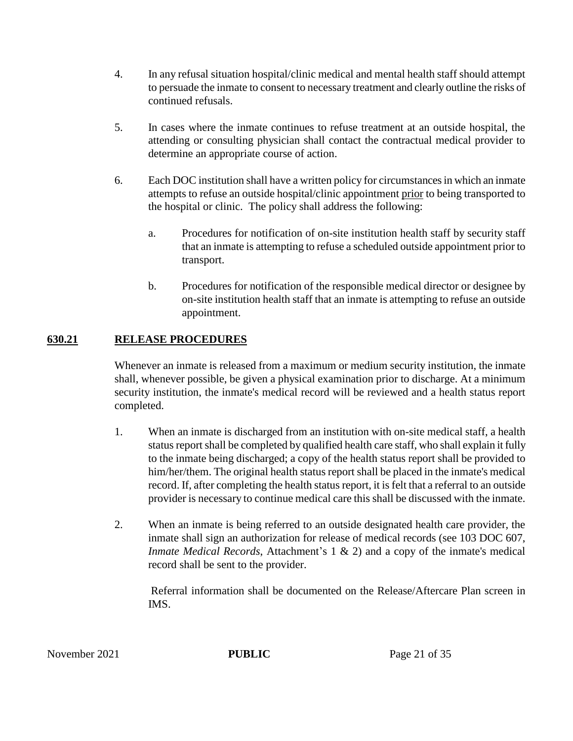4. In any refusal situation hospital/clinic medical and mental health staff should attempt to persuade the inmate to consent to necessary treatment and clearly outline the risks of continued refusals.

5. In cases where the inmate continues to refuse treatment at an outside hospital, the attending or consulting physician shall contact the contractual medical provider to determine an appropriate course of action.

6. Each DOC institution shall have a written policy for circumstances in which an inmate attempts to refuse an outside hospital/clinic appointment <u>prior</u> to being transported to the hospital or clinic. The policy shall address the following:

   a. Procedures for notification of on-site institution health staff by security staff that an inmate is attempting to refuse a scheduled outside appointment prior to transport.

   b. Procedures for notification of the responsible medical director or designee by on-site institution health staff that an inmate is attempting to refuse an outside appointment.

## <u>630.21</u> <u>RELEASE PROCEDURES</u>

Whenever an inmate is released from a maximum or medium security institution, the inmate shall, whenever possible, be given a physical examination prior to discharge. At a minimum security institution, the inmate's medical record will be reviewed and a health status report completed.

1. When an inmate is discharged from an institution with on-site medical staff, a health status report shall be completed by qualified health care staff, who shall explain it fully to the inmate being discharged; a copy of the health status report shall be provided to him/her/them. The original health status report shall be placed in the inmate's medical record. If, after completing the health status report, it is felt that a referral to an outside provider is necessary to continue medical care this shall be discussed with the inmate.

2. When an inmate is being referred to an outside designated health care provider, the inmate shall sign an authorization for release of medical records (see 103 DOC 607, *Inmate Medical Records*, Attachment's 1 & 2) and a copy of the inmate's medical record shall be sent to the provider.

   Referral information shall be documented on the Release/Aftercare Plan screen in IMS.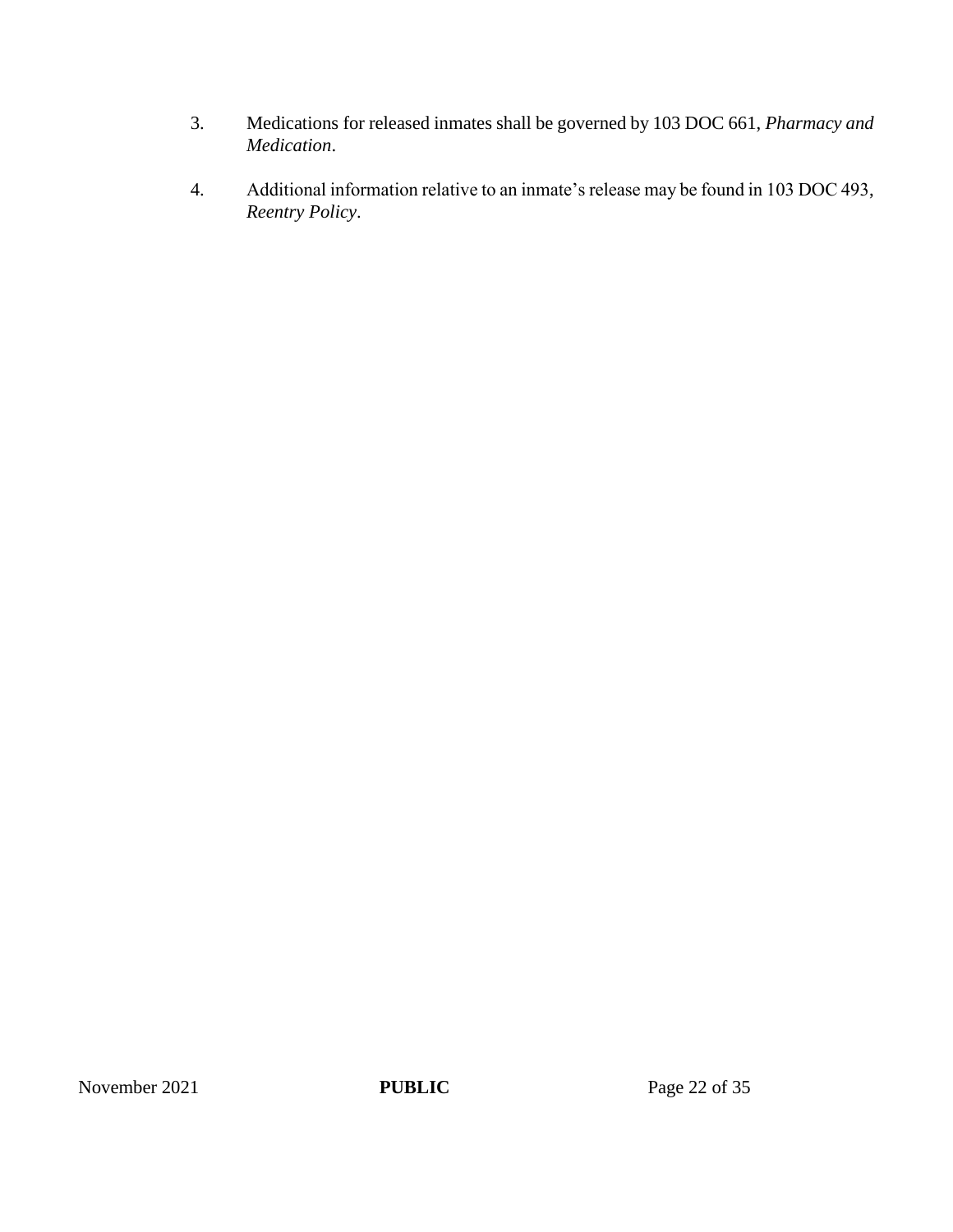3. Medications for released inmates shall be governed by 103 DOC 661, *Pharmacy and Medication*.

4. Additional information relative to an inmate's release may be found in 103 DOC 493, *Reentry Policy*.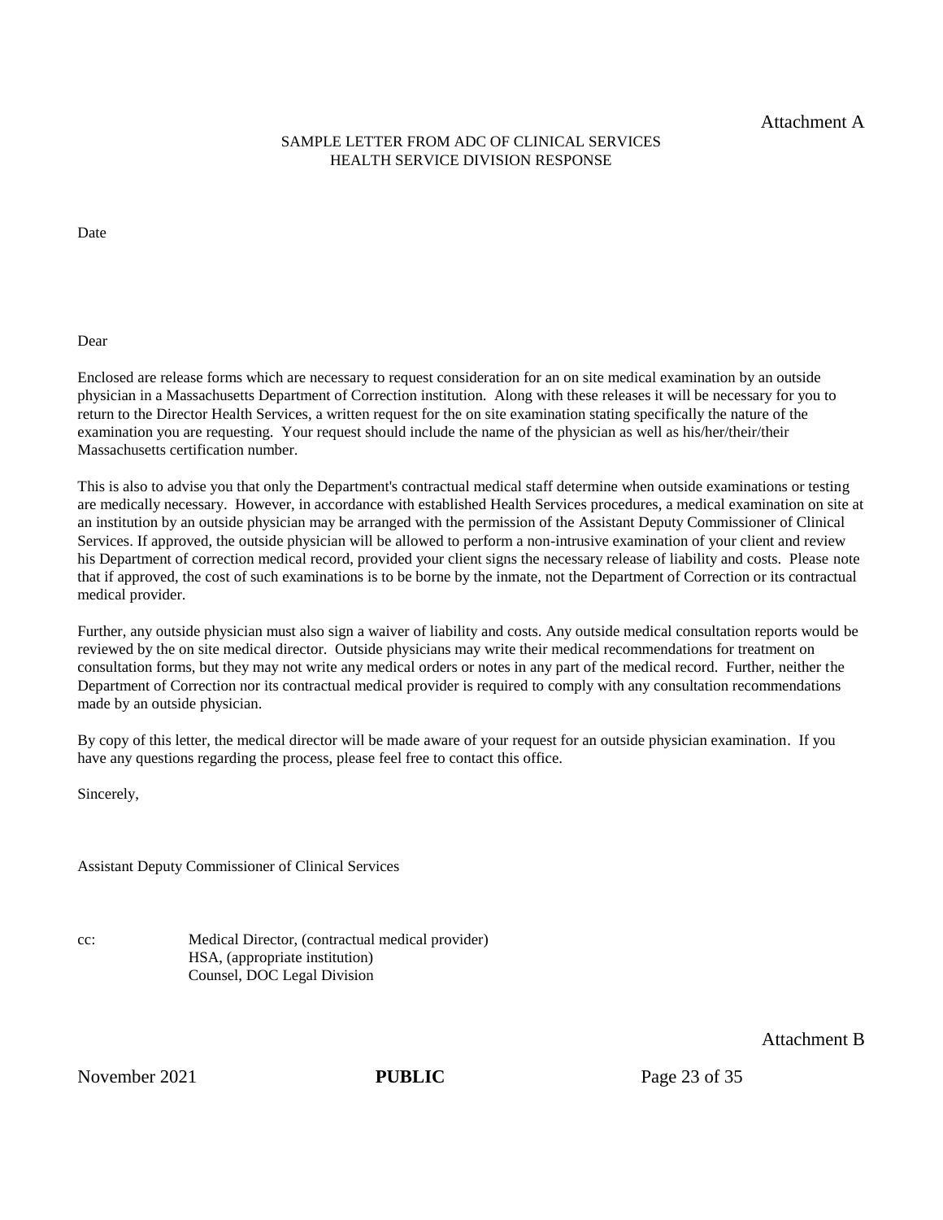Attachment A

SAMPLE LETTER FROM ADC OF CLINICAL SERVICES
HEALTH SERVICE DIVISION RESPONSE

Date

Dear

Enclosed are release forms which are necessary to request consideration for an on site medical examination by an outside physician in a Massachusetts Department of Correction institution. Along with these releases it will be necessary for you to return to the Director Health Services, a written request for the on site examination stating specifically the nature of the examination you are requesting. Your request should include the name of the physician as well as his/her/their/their Massachusetts certification number.

This is also to advise you that only the Department's contractual medical staff determine when outside examinations or testing are medically necessary. However, in accordance with established Health Services procedures, a medical examination on site at an institution by an outside physician may be arranged with the permission of the Assistant Deputy Commissioner of Clinical Services. If approved, the outside physician will be allowed to perform a non-intrusive examination of your client and review his Department of correction medical record, provided your client signs the necessary release of liability and costs. Please note that if approved, the cost of such examinations is to be borne by the inmate, not the Department of Correction or its contractual medical provider.

Further, any outside physician must also sign a waiver of liability and costs. Any outside medical consultation reports would be reviewed by the on site medical director. Outside physicians may write their medical recommendations for treatment on consultation forms, but they may not write any medical orders or notes in any part of the medical record. Further, neither the Department of Correction nor its contractual medical provider is required to comply with any consultation recommendations made by an outside physician.

By copy of this letter, the medical director will be made aware of your request for an outside physician examination. If you have any questions regarding the process, please feel free to contact this office.

Sincerely,

Assistant Deputy Commissioner of Clinical Services

cc: Medical Director, (contractual medical provider)
HSA, (appropriate institution)
Counsel, DOC Legal Division

Attachment B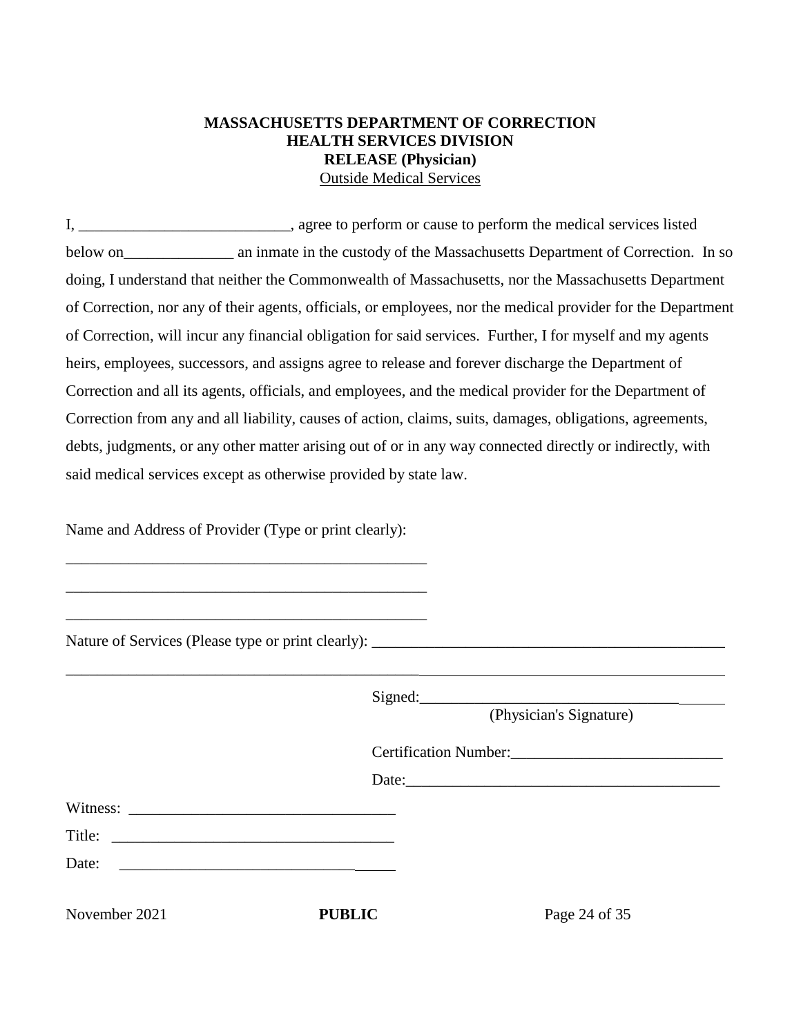**MASSACHUSETTS DEPARTMENT OF CORRECTION**
**HEALTH SERVICES DIVISION**
**RELEASE (Physician)**
Outside Medical Services

I, ___________________________, agree to perform or cause to perform the medical services listed below on______________ an inmate in the custody of the Massachusetts Department of Correction. In so doing, I understand that neither the Commonwealth of Massachusetts, nor the Massachusetts Department of Correction, nor any of their agents, officials, or employees, nor the medical provider for the Department of Correction, will incur any financial obligation for said services. Further, I for myself and my agents heirs, employees, successors, and assigns agree to release and forever discharge the Department of Correction and all its agents, officials, and employees, and the medical provider for the Department of Correction from any and all liability, causes of action, claims, suits, damages, obligations, agreements, debts, judgments, or any other matter arising out of or in any way connected directly or indirectly, with said medical services except as otherwise provided by state law.

Name and Address of Provider (Type or print clearly):

_______________________________________________

_______________________________________________

_______________________________________________

Nature of Services (Please type or print clearly): _______________________________________________

_______________________________________________________________________________________

Signed:_______________________________________
(Physician's Signature)

Certification Number:___________________________

Date:_________________________________________

Witness: __________________________________

Title: ____________________________________

Date: ____________________________________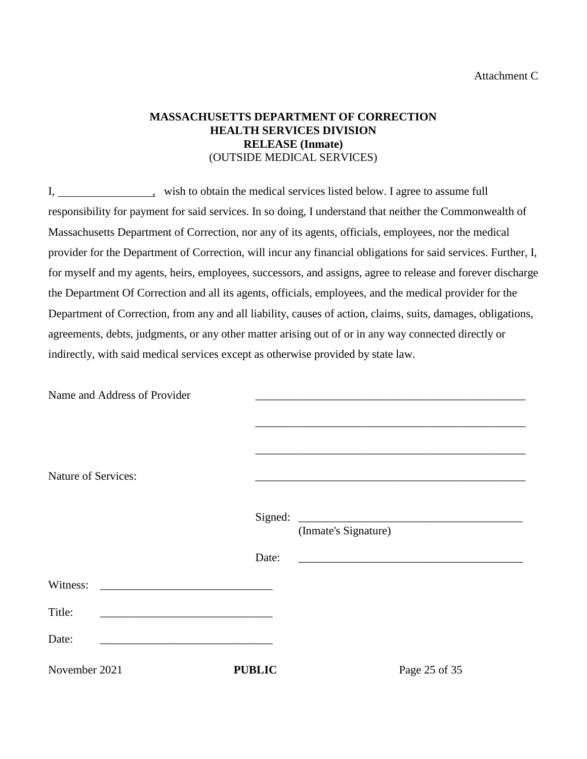Attachment C

**MASSACHUSETTS DEPARTMENT OF CORRECTION**
**HEALTH SERVICES DIVISION**
**RELEASE (Inmate)**
(OUTSIDE MEDICAL SERVICES)

I, ________________, wish to obtain the medical services listed below. I agree to assume full responsibility for payment for said services. In so doing, I understand that neither the Commonwealth of Massachusetts Department of Correction, nor any of its agents, officials, employees, nor the medical provider for the Department of Correction, will incur any financial obligations for said services. Further, I, for myself and my agents, heirs, employees, successors, and assigns, agree to release and forever discharge the Department Of Correction and all its agents, officials, employees, and the medical provider for the Department of Correction, from any and all liability, causes of action, claims, suits, damages, obligations, agreements, debts, judgments, or any other matter arising out of or in any way connected directly or indirectly, with said medical services except as otherwise provided by state law.

Name and Address of Provider ________________________________________________

________________________________________________

________________________________________________

Nature of Services: ________________________________________________

Signed: ________________________________________
(Inmate's Signature)

Date: ________________________________________

Witness: ______________________________

Title: ______________________________

Date: ______________________________

November 2021 **PUBLIC**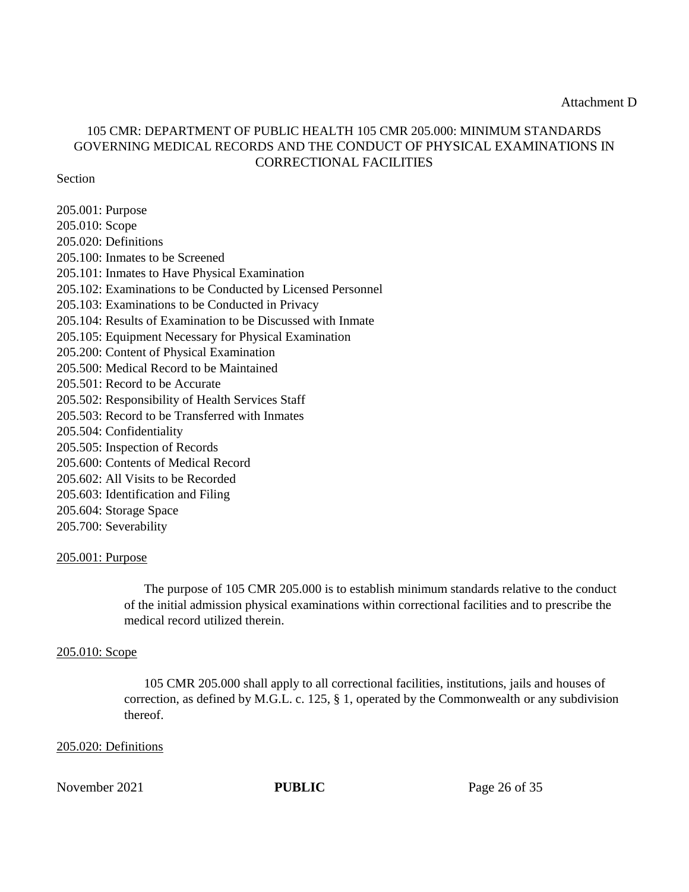Attachment D

# 105 CMR: DEPARTMENT OF PUBLIC HEALTH 105 CMR 205.000: MINIMUM STANDARDS GOVERNING MEDICAL RECORDS AND THE CONDUCT OF PHYSICAL EXAMINATIONS IN CORRECTIONAL FACILITIES

Section

205.001: Purpose
205.010: Scope
205.020: Definitions
205.100: Inmates to be Screened
205.101: Inmates to Have Physical Examination
205.102: Examinations to be Conducted by Licensed Personnel
205.103: Examinations to be Conducted in Privacy
205.104: Results of Examination to be Discussed with Inmate
205.105: Equipment Necessary for Physical Examination
205.200: Content of Physical Examination
205.500: Medical Record to be Maintained
205.501: Record to be Accurate
205.502: Responsibility of Health Services Staff
205.503: Record to be Transferred with Inmates
205.504: Confidentiality
205.505: Inspection of Records
205.600: Contents of Medical Record
205.602: All Visits to be Recorded
205.603: Identification and Filing
205.604: Storage Space
205.700: Severability

## 205.001: Purpose

The purpose of 105 CMR 205.000 is to establish minimum standards relative to the conduct of the initial admission physical examinations within correctional facilities and to prescribe the medical record utilized therein.

## 205.010: Scope

105 CMR 205.000 shall apply to all correctional facilities, institutions, jails and houses of correction, as defined by M.G.L. c. 125, § 1, operated by the Commonwealth or any subdivision thereof.

## 205.020: Definitions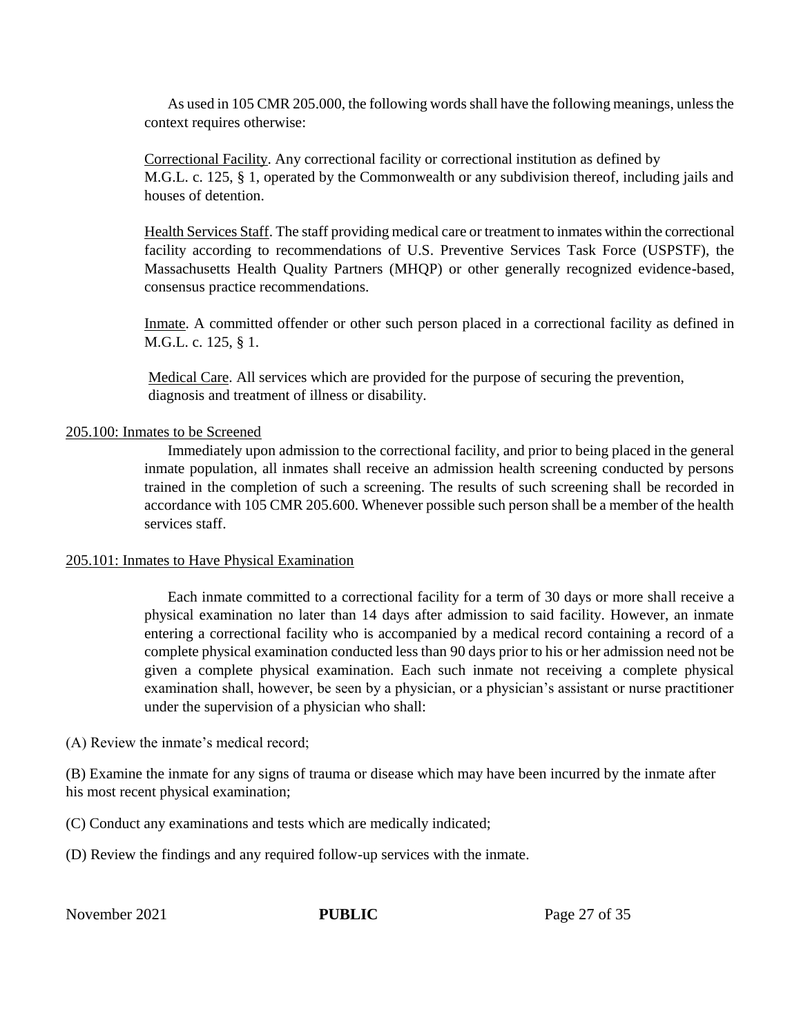As used in 105 CMR 205.000, the following words shall have the following meanings, unless the context requires otherwise:

Correctional Facility. Any correctional facility or correctional institution as defined by M.G.L. c. 125, § 1, operated by the Commonwealth or any subdivision thereof, including jails and houses of detention.

Health Services Staff. The staff providing medical care or treatment to inmates within the correctional facility according to recommendations of U.S. Preventive Services Task Force (USPSTF), the Massachusetts Health Quality Partners (MHQP) or other generally recognized evidence-based, consensus practice recommendations.

Inmate. A committed offender or other such person placed in a correctional facility as defined in M.G.L. c. 125, § 1.

Medical Care. All services which are provided for the purpose of securing the prevention, diagnosis and treatment of illness or disability.

## 205.100: Inmates to be Screened

Immediately upon admission to the correctional facility, and prior to being placed in the general inmate population, all inmates shall receive an admission health screening conducted by persons trained in the completion of such a screening. The results of such screening shall be recorded in accordance with 105 CMR 205.600. Whenever possible such person shall be a member of the health services staff.

## 205.101: Inmates to Have Physical Examination

Each inmate committed to a correctional facility for a term of 30 days or more shall receive a physical examination no later than 14 days after admission to said facility. However, an inmate entering a correctional facility who is accompanied by a medical record containing a record of a complete physical examination conducted less than 90 days prior to his or her admission need not be given a complete physical examination. Each such inmate not receiving a complete physical examination shall, however, be seen by a physician, or a physician's assistant or nurse practitioner under the supervision of a physician who shall:

(A) Review the inmate's medical record;

(B) Examine the inmate for any signs of trauma or disease which may have been incurred by the inmate after his most recent physical examination;

(C) Conduct any examinations and tests which are medically indicated;

(D) Review the findings and any required follow-up services with the inmate.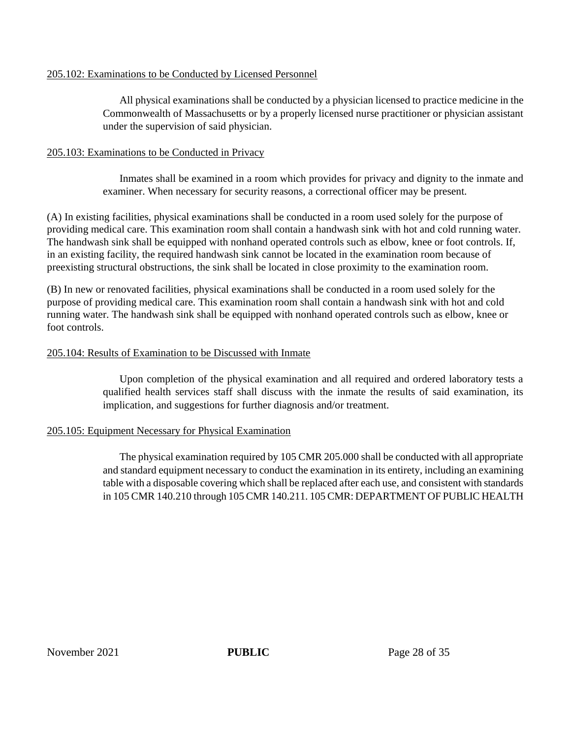205.102: Examinations to be Conducted by Licensed Personnel

All physical examinations shall be conducted by a physician licensed to practice medicine in the Commonwealth of Massachusetts or by a properly licensed nurse practitioner or physician assistant under the supervision of said physician.

205.103: Examinations to be Conducted in Privacy

Inmates shall be examined in a room which provides for privacy and dignity to the inmate and examiner. When necessary for security reasons, a correctional officer may be present.

(A) In existing facilities, physical examinations shall be conducted in a room used solely for the purpose of providing medical care. This examination room shall contain a handwash sink with hot and cold running water. The handwash sink shall be equipped with nonhand operated controls such as elbow, knee or foot controls. If, in an existing facility, the required handwash sink cannot be located in the examination room because of preexisting structural obstructions, the sink shall be located in close proximity to the examination room.

(B) In new or renovated facilities, physical examinations shall be conducted in a room used solely for the purpose of providing medical care. This examination room shall contain a handwash sink with hot and cold running water. The handwash sink shall be equipped with nonhand operated controls such as elbow, knee or foot controls.

205.104: Results of Examination to be Discussed with Inmate

Upon completion of the physical examination and all required and ordered laboratory tests a qualified health services staff shall discuss with the inmate the results of said examination, its implication, and suggestions for further diagnosis and/or treatment.

205.105: Equipment Necessary for Physical Examination

The physical examination required by 105 CMR 205.000 shall be conducted with all appropriate and standard equipment necessary to conduct the examination in its entirety, including an examining table with a disposable covering which shall be replaced after each use, and consistent with standards in 105 CMR 140.210 through 105 CMR 140.211.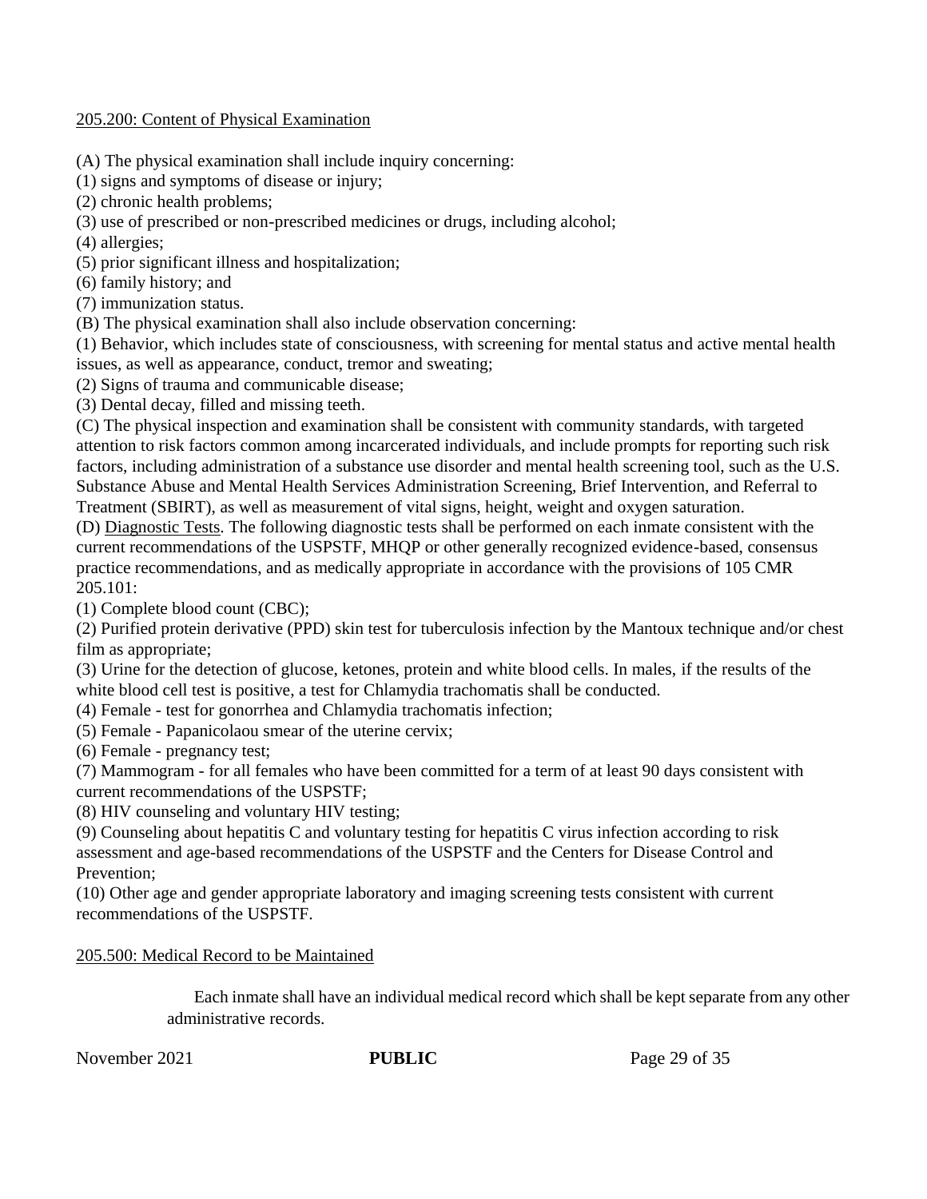205.200: Content of Physical Examination

(A) The physical examination shall include inquiry concerning:
(1) signs and symptoms of disease or injury;
(2) chronic health problems;
(3) use of prescribed or non-prescribed medicines or drugs, including alcohol;
(4) allergies;
(5) prior significant illness and hospitalization;
(6) family history; and
(7) immunization status.
(B) The physical examination shall also include observation concerning:
(1) Behavior, which includes state of consciousness, with screening for mental status and active mental health issues, as well as appearance, conduct, tremor and sweating;
(2) Signs of trauma and communicable disease;
(3) Dental decay, filled and missing teeth.
(C) The physical inspection and examination shall be consistent with community standards, with targeted attention to risk factors common among incarcerated individuals, and include prompts for reporting such risk factors, including administration of a substance use disorder and mental health screening tool, such as the U.S. Substance Abuse and Mental Health Services Administration Screening, Brief Intervention, and Referral to Treatment (SBIRT), as well as measurement of vital signs, height, weight and oxygen saturation.
(D) Diagnostic Tests. The following diagnostic tests shall be performed on each inmate consistent with the current recommendations of the USPSTF, MHQP or other generally recognized evidence-based, consensus practice recommendations, and as medically appropriate in accordance with the provisions of 105 CMR 205.101:
(1) Complete blood count (CBC);
(2) Purified protein derivative (PPD) skin test for tuberculosis infection by the Mantoux technique and/or chest film as appropriate;
(3) Urine for the detection of glucose, ketones, protein and white blood cells. In males, if the results of the white blood cell test is positive, a test for Chlamydia trachomatis shall be conducted.
(4) Female - test for gonorrhea and Chlamydia trachomatis infection;
(5) Female - Papanicolaou smear of the uterine cervix;
(6) Female - pregnancy test;
(7) Mammogram - for all females who have been committed for a term of at least 90 days consistent with current recommendations of the USPSTF;
(8) HIV counseling and voluntary HIV testing;
(9) Counseling about hepatitis C and voluntary testing for hepatitis C virus infection according to risk assessment and age-based recommendations of the USPSTF and the Centers for Disease Control and Prevention;
(10) Other age and gender appropriate laboratory and imaging screening tests consistent with current recommendations of the USPSTF.

205.500: Medical Record to be Maintained

Each inmate shall have an individual medical record which shall be kept separate from any other administrative records.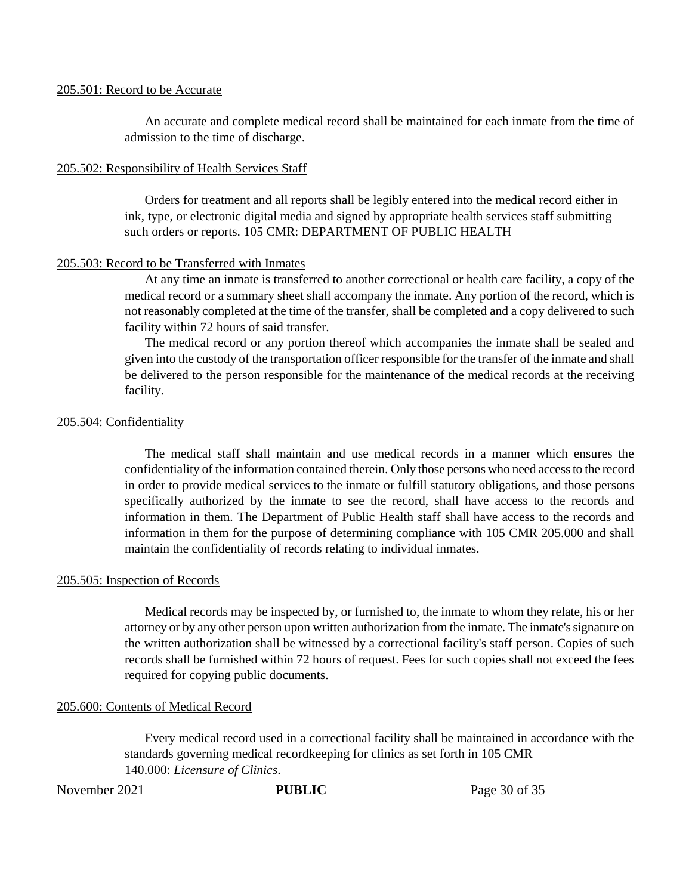205.501: Record to be Accurate

An accurate and complete medical record shall be maintained for each inmate from the time of admission to the time of discharge.

205.502: Responsibility of Health Services Staff

Orders for treatment and all reports shall be legibly entered into the medical record either in ink, type, or electronic digital media and signed by appropriate health services staff submitting such orders or reports. 105 CMR: DEPARTMENT OF PUBLIC HEALTH

205.503: Record to be Transferred with Inmates

At any time an inmate is transferred to another correctional or health care facility, a copy of the medical record or a summary sheet shall accompany the inmate. Any portion of the record, which is not reasonably completed at the time of the transfer, shall be completed and a copy delivered to such facility within 72 hours of said transfer.

The medical record or any portion thereof which accompanies the inmate shall be sealed and given into the custody of the transportation officer responsible for the transfer of the inmate and shall be delivered to the person responsible for the maintenance of the medical records at the receiving facility.

205.504: Confidentiality

The medical staff shall maintain and use medical records in a manner which ensures the confidentiality of the information contained therein. Only those persons who need access to the record in order to provide medical services to the inmate or fulfill statutory obligations, and those persons specifically authorized by the inmate to see the record, shall have access to the records and information in them. The Department of Public Health staff shall have access to the records and information in them for the purpose of determining compliance with 105 CMR 205.000 and shall maintain the confidentiality of records relating to individual inmates.

205.505: Inspection of Records

Medical records may be inspected by, or furnished to, the inmate to whom they relate, his or her attorney or by any other person upon written authorization from the inmate. The inmate's signature on the written authorization shall be witnessed by a correctional facility's staff person. Copies of such records shall be furnished within 72 hours of request. Fees for such copies shall not exceed the fees required for copying public documents.

205.600: Contents of Medical Record

Every medical record used in a correctional facility shall be maintained in accordance with the standards governing medical recordkeeping for clinics as set forth in 105 CMR 140.000: *Licensure of Clinics*.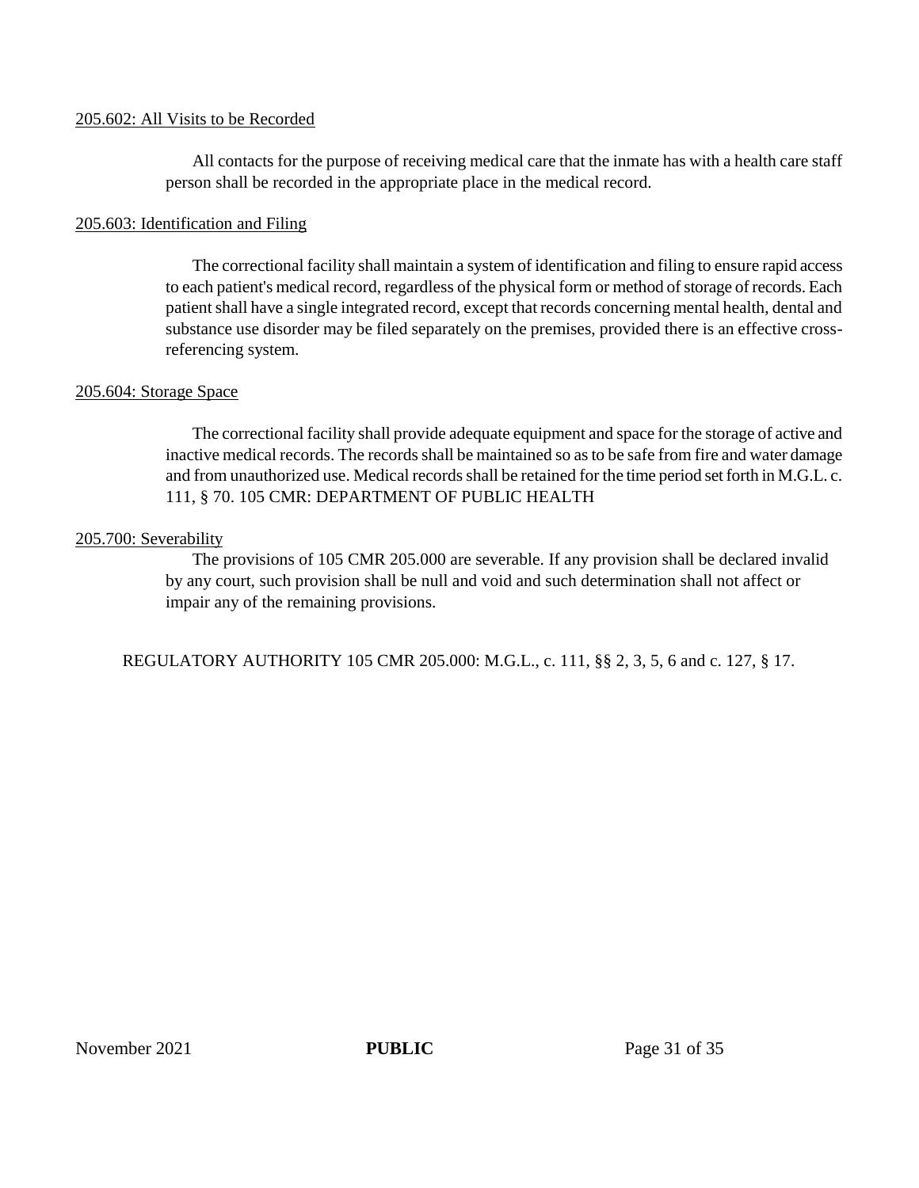205.602: All Visits to be Recorded

All contacts for the purpose of receiving medical care that the inmate has with a health care staff person shall be recorded in the appropriate place in the medical record.

205.603: Identification and Filing

The correctional facility shall maintain a system of identification and filing to ensure rapid access to each patient's medical record, regardless of the physical form or method of storage of records. Each patient shall have a single integrated record, except that records concerning mental health, dental and substance use disorder may be filed separately on the premises, provided there is an effective cross-referencing system.

205.604: Storage Space

The correctional facility shall provide adequate equipment and space for the storage of active and inactive medical records. The records shall be maintained so as to be safe from fire and water damage and from unauthorized use. Medical records shall be retained for the time period set forth in M.G.L. c. 111, § 70. 105 CMR: DEPARTMENT OF PUBLIC HEALTH

205.700: Severability

The provisions of 105 CMR 205.000 are severable. If any provision shall be declared invalid by any court, such provision shall be null and void and such determination shall not affect or impair any of the remaining provisions.

REGULATORY AUTHORITY 105 CMR 205.000: M.G.L., c. 111, §§ 2, 3, 5, 6 and c. 127, § 17.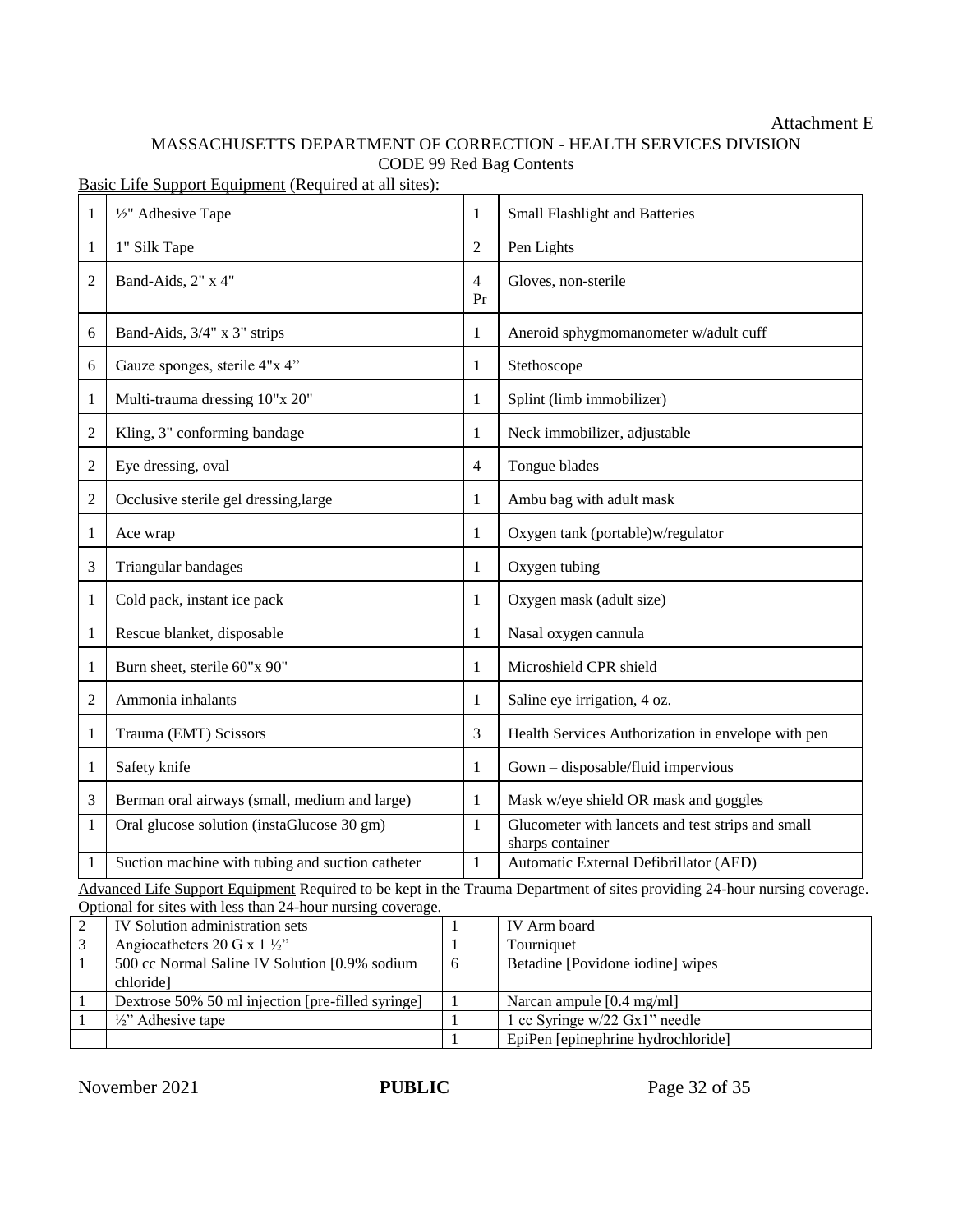Attachment E

MASSACHUSETTS DEPARTMENT OF CORRECTION - HEALTH SERVICES DIVISION
CODE 99 Red Bag Contents

Basic Life Support Equipment (Required at all sites):

| | | | |
|---|---|---|---|
| 1 | ½" Adhesive Tape | 1 | Small Flashlight and Batteries |
| 1 | 1" Silk Tape | 2 | Pen Lights |
| 2 | Band-Aids, 2" x 4" | 4 Pr | Gloves, non-sterile |
| 6 | Band-Aids, 3/4" x 3" strips | 1 | Aneroid sphygmomanometer w/adult cuff |
| 6 | Gauze sponges, sterile 4"x 4" | 1 | Stethoscope |
| 1 | Multi-trauma dressing 10"x 20" | 1 | Splint (limb immobilizer) |
| 2 | Kling, 3" conforming bandage | 1 | Neck immobilizer, adjustable |
| 2 | Eye dressing, oval | 4 | Tongue blades |
| 2 | Occlusive sterile gel dressing,large | 1 | Ambu bag with adult mask |
| 1 | Ace wrap | 1 | Oxygen tank (portable)w/regulator |
| 3 | Triangular bandages | 1 | Oxygen tubing |
| 1 | Cold pack, instant ice pack | 1 | Oxygen mask (adult size) |
| 1 | Rescue blanket, disposable | 1 | Nasal oxygen cannula |
| 1 | Burn sheet, sterile 60"x 90" | 1 | Microshield CPR shield |
| 2 | Ammonia inhalants | 1 | Saline eye irrigation, 4 oz. |
| 1 | Trauma (EMT) Scissors | 3 | Health Services Authorization in envelope with pen |
| 1 | Safety knife | 1 | Gown – disposable/fluid impervious |
| 3 | Berman oral airways (small, medium and large) | 1 | Mask w/eye shield OR mask and goggles |
| 1 | Oral glucose solution (instaGlucose 30 gm) | 1 | Glucometer with lancets and test strips and small sharps container |
| 1 | Suction machine with tubing and suction catheter | 1 | Automatic External Defibrillator (AED) |

Advanced Life Support Equipment Required to be kept in the Trauma Department of sites providing 24-hour nursing coverage. Optional for sites with less than 24-hour nursing coverage.

| | | | |
|---|---|---|---|
| 2 | IV Solution administration sets | 1 | IV Arm board |
| 3 | Angiocatheters 20 G x 1 ½" | 1 | Tourniquet |
| 1 | 500 cc Normal Saline IV Solution [0.9% sodium chloride] | 6 | Betadine [Povidone iodine] wipes |
| 1 | Dextrose 50% 50 ml injection [pre-filled syringe] | 1 | Narcan ampule [0.4 mg/ml] |
| 1 | ½" Adhesive tape | 1 | 1 cc Syringe w/22 Gx1" needle |
| | | 1 | EpiPen [epinephrine hydrochloride] |

November 2021 **PUBLIC**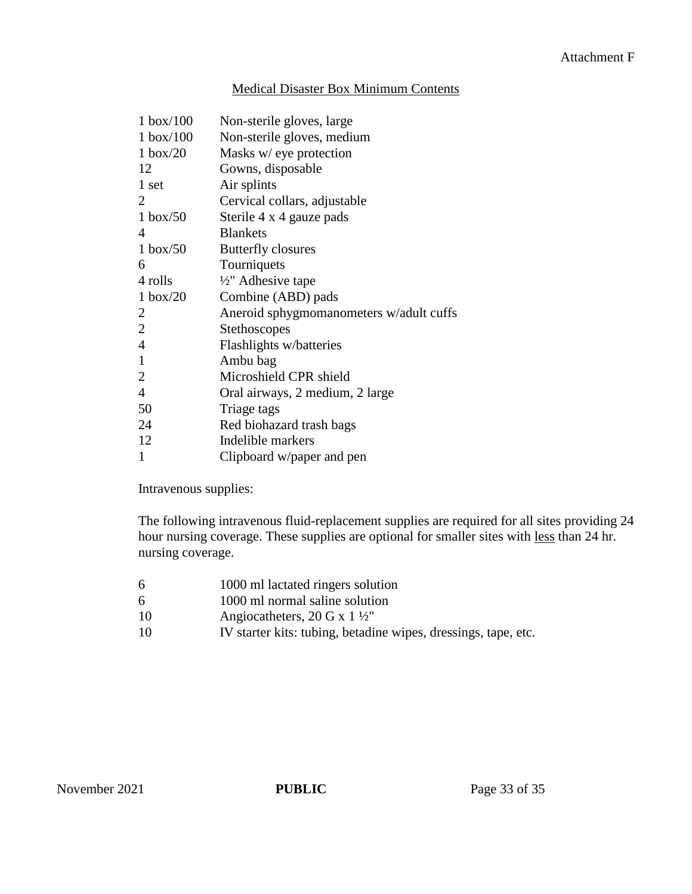Attachment F

## Medical Disaster Box Minimum Contents

| Quantity | Item |
|---|---|
| 1 box/100 | Non-sterile gloves, large |
| 1 box/100 | Non-sterile gloves, medium |
| 1 box/20 | Masks w/ eye protection |
| 12 | Gowns, disposable |
| 1 set | Air splints |
| 2 | Cervical collars, adjustable |
| 1 box/50 | Sterile 4 x 4 gauze pads |
| 4 | Blankets |
| 1 box/50 | Butterfly closures |
| 6 | Tourniquets |
| 4 rolls | ½" Adhesive tape |
| 1 box/20 | Combine (ABD) pads |
| 2 | Aneroid sphygmomanometers w/adult cuffs |
| 2 | Stethoscopes |
| 4 | Flashlights w/batteries |
| 1 | Ambu bag |
| 2 | Microshield CPR shield |
| 4 | Oral airways, 2 medium, 2 large |
| 50 | Triage tags |
| 24 | Red biohazard trash bags |
| 12 | Indelible markers |
| 1 | Clipboard w/paper and pen |

Intravenous supplies:

The following intravenous fluid-replacement supplies are required for all sites providing 24 hour nursing coverage. These supplies are optional for smaller sites with less than 24 hr. nursing coverage.

| Quantity | Item |
|---|---|
| 6 | 1000 ml lactated ringers solution |
| 6 | 1000 ml normal saline solution |
| 10 | Angiocatheters, 20 G x 1 ½" |
| 10 | IV starter kits: tubing, betadine wipes, dressings, tape, etc. |

PUBLIC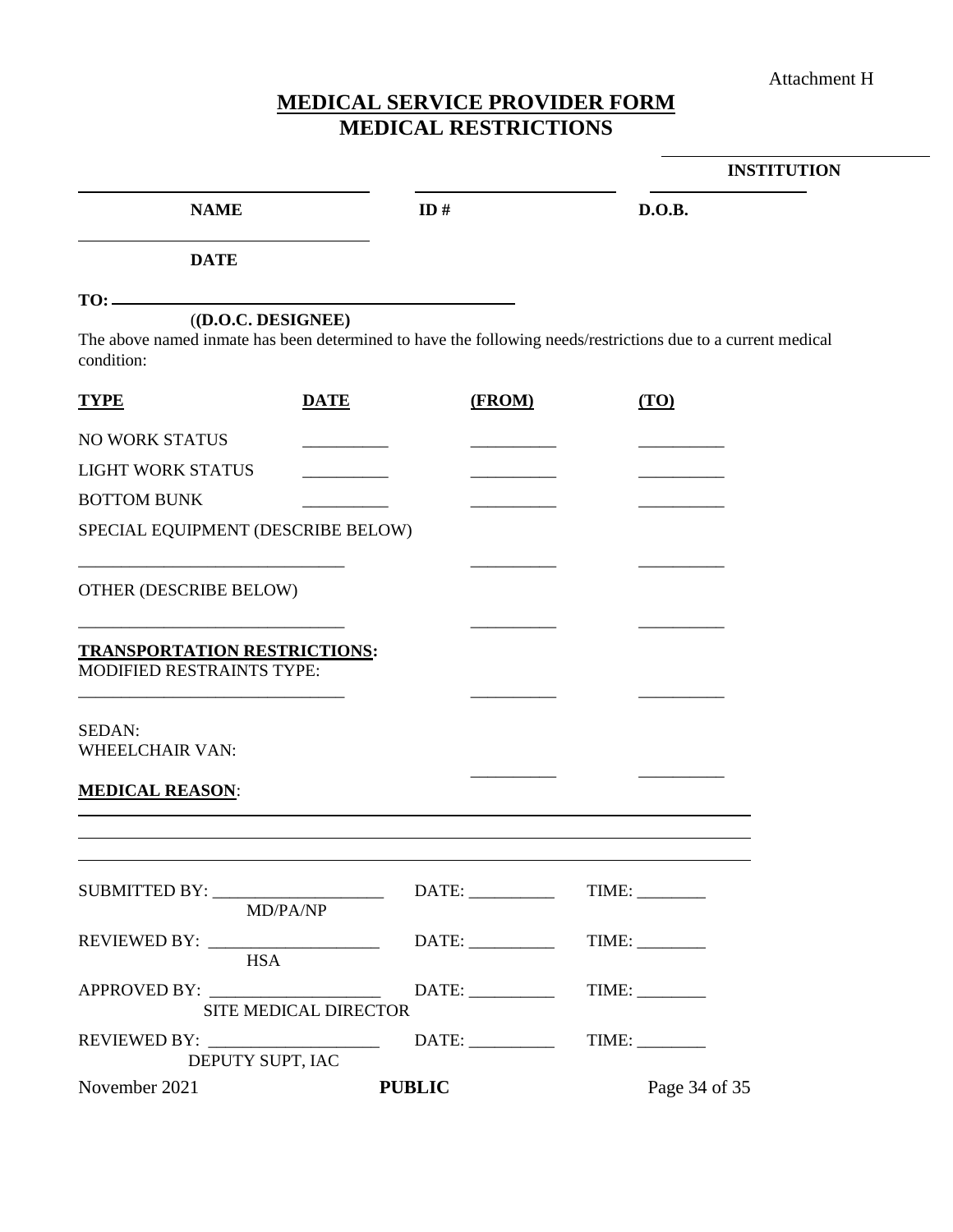Attachment H

# MEDICAL SERVICE PROVIDER FORM
# MEDICAL RESTRICTIONS

________________________
**INSTITUTION**

| ________________________ | ________________________ | ________________________ |
|---|---|---|
| **NAME** | **ID #** | **D.O.B.** |

________________________
**DATE**

**TO:** ________________________________________
(**(D.O.C. DESIGNEE)**

The above named inmate has been determined to have the following needs/restrictions due to a current medical condition:

| **TYPE** | **DATE** | **(FROM)** | **(TO)** |
|---|---|---|---|
| NO WORK STATUS | __________ | __________ | __________ |
| LIGHT WORK STATUS | __________ | __________ | __________ |
| BOTTOM BUNK | __________ | __________ | __________ |
| SPECIAL EQUIPMENT (DESCRIBE BELOW) | | | |
| ______________________________ | | __________ | __________ |
| OTHER (DESCRIBE BELOW) | | | |
| ______________________________ | | __________ | __________ |

**TRANSPORTATION RESTRICTIONS:**
MODIFIED RESTRAINTS TYPE:

______________________________ __________ __________

SEDAN:
WHEELCHAIR VAN:
__________ __________

**MEDICAL REASON**:

______________________________________________________________________________

______________________________________________________________________________

______________________________________________________________________________

SUBMITTED BY: ____________________ DATE: __________ TIME: ________
MD/PA/NP

REVIEWED BY: ____________________ DATE: __________ TIME: ________
HSA

APPROVED BY: ____________________ DATE: __________ TIME: ________
SITE MEDICAL DIRECTOR

REVIEWED BY: ____________________ DATE: __________ TIME: ________
DEPUTY SUPT, IAC

November 2021 **PUBLIC**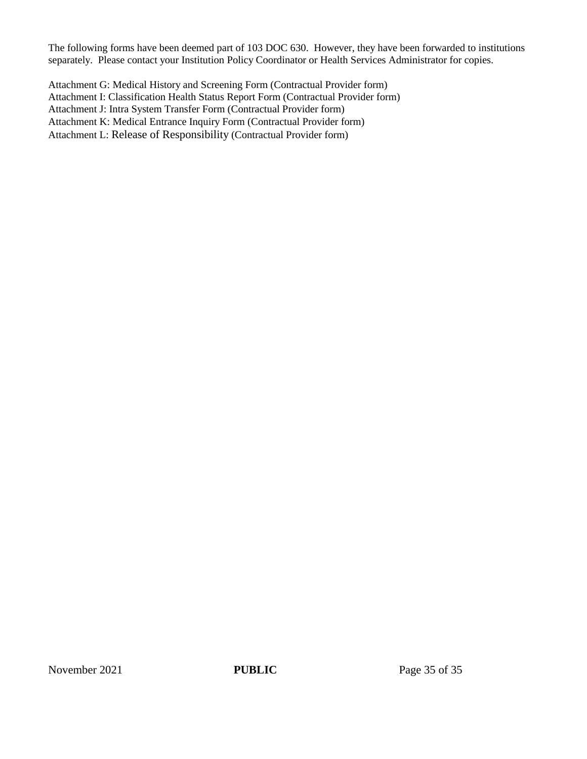The following forms have been deemed part of 103 DOC 630. However, they have been forwarded to institutions separately. Please contact your Institution Policy Coordinator or Health Services Administrator for copies.

Attachment G: Medical History and Screening Form (Contractual Provider form)
Attachment I: Classification Health Status Report Form (Contractual Provider form)
Attachment J: Intra System Transfer Form (Contractual Provider form)
Attachment K: Medical Entrance Inquiry Form (Contractual Provider form)
Attachment L: Release of Responsibility (Contractual Provider form)